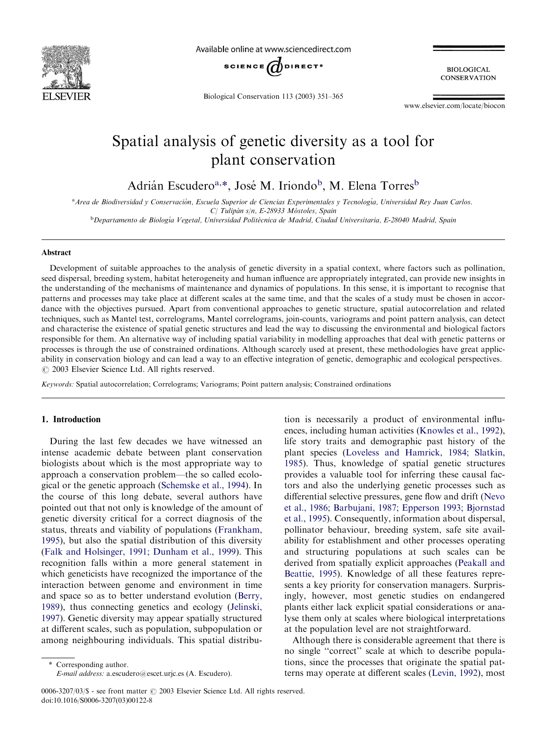# Spatial analysis of genetic diversity as a tool for plant conservation

Adrián Escudero[a,*], José M. Iriondo[b], M. Elena Torres[b]

[a]Area de Biodiversidad y Conservación, Escuela Superior de Ciencias Experimentales y Tecnología, Universidad Rey Juan Carlos. C/ Tulipán s/n, E-28933 Móstoles, Spain

[b]Departamento de Biología Vegetal, Universidad Politécnica de Madrid, Ciudad Universitaria, E-28040 Madrid, Spain

## Abstract

Development of suitable approaches to the analysis of genetic diversity in a spatial context, where factors such as pollination, seed dispersal, breeding system, habitat heterogeneity and human influence are appropriately integrated, can provide new insights in the understanding of the mechanisms of maintenance and dynamics of populations. In this sense, it is important to recognise that patterns and processes may take place at different scales at the same time, and that the scales of a study must be chosen in accordance with the objectives pursued. Apart from conventional approaches to genetic structure, spatial autocorrelation and related techniques, such as Mantel test, correlograms, Mantel correlograms, join-counts, variograms and point pattern analysis, can detect and characterise the existence of spatial genetic structures and lead the way to discussing the environmental and biological factors responsible for them. An alternative way of including spatial variability in modelling approaches that deal with genetic patterns or processes is through the use of constrained ordinations. Although scarcely used at present, these methodologies have great applicability in conservation biology and can lead a way to an effective integration of genetic, demographic and ecological perspectives.
© 2003 Elsevier Science Ltd. All rights reserved.

*Keywords:* Spatial autocorrelation; Correlograms; Variograms; Point pattern analysis; Constrained ordinations

## 1. Introduction

During the last few decades we have witnessed an intense academic debate between plant conservation biologists about which is the most appropriate way to approach a conservation problem—the so called ecological or the genetic approach (Schemske et al., 1994). In the course of this long debate, several authors have pointed out that not only is knowledge of the amount of genetic diversity critical for a correct diagnosis of the status, threats and viability of populations (Frankham, 1995), but also the spatial distribution of this diversity (Falk and Holsinger, 1991; Dunham et al., 1999). This recognition falls within a more general statement in which geneticists have recognized the importance of the interaction between genome and environment in time and space so as to better understand evolution (Berry, 1989), thus connecting genetics and ecology (Jelinski, 1997). Genetic diversity may appear spatially structured at different scales, such as population, subpopulation or among neighbouring individuals. This spatial distribution is necessarily a product of environmental influences, including human activities (Knowles et al., 1992), life story traits and demographic past history of the plant species (Loveless and Hamrick, 1984; Slatkin, 1985). Thus, knowledge of spatial genetic structures provides a valuable tool for inferring these causal factors and also the underlying genetic processes such as differential selective pressures, gene flow and drift (Nevo et al., 1986; Barbujani, 1987; Epperson 1993; Bjornstad et al., 1995). Consequently, information about dispersal, pollinator behaviour, breeding system, safe site availability for establishment and other processes operating and structuring populations at such scales can be derived from spatially explicit approaches (Peakall and Beattie, 1995). Knowledge of all these features represents a key priority for conservation managers. Surprisingly, however, most genetic studies on endangered plants either lack explicit spatial considerations or analyse them only at scales where biological interpretations at the population level are not straightforward.

Although there is considerable agreement that there is no single "correct" scale at which to describe populations, since the processes that originate the spatial patterns may operate at different scales (Levin, 1992), most

\* Corresponding author.
*E-mail address:* a.escudero@escet.urjc.es (A. Escudero).

0006-3207/03/$ - see front matter © 2003 Elsevier Science Ltd. All rights reserved.
doi:10.1016/S0006-3207(03)00122-8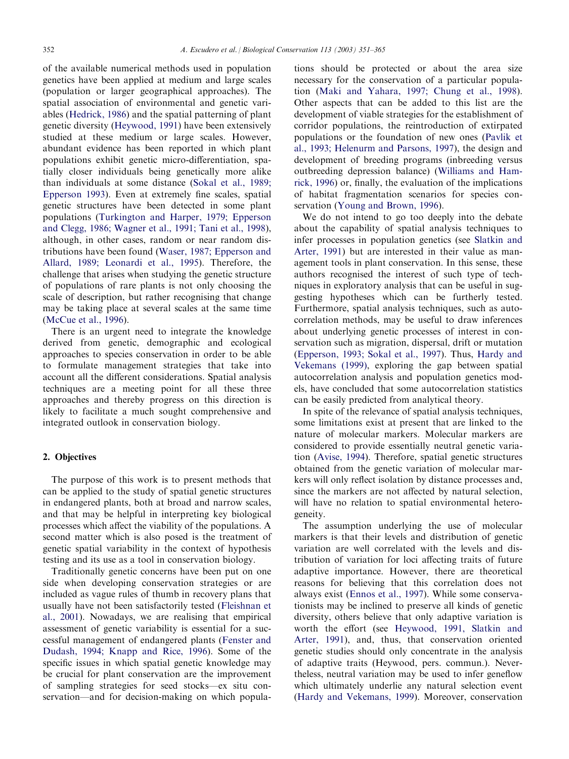of the available numerical methods used in population genetics have been applied at medium and large scales (population or larger geographical approaches). The spatial association of environmental and genetic variables (Hedrick, 1986) and the spatial patterning of plant genetic diversity (Heywood, 1991) have been extensively studied at these medium or large scales. However, abundant evidence has been reported in which plant populations exhibit genetic micro-differentiation, spatially closer individuals being genetically more alike than individuals at some distance (Sokal et al., 1989; Epperson 1993). Even at extremely fine scales, spatial genetic structures have been detected in some plant populations (Turkington and Harper, 1979; Epperson and Clegg, 1986; Wagner et al., 1991; Tani et al., 1998), although, in other cases, random or near random distributions have been found (Waser, 1987; Epperson and Allard, 1989; Leonardi et al., 1995). Therefore, the challenge that arises when studying the genetic structure of populations of rare plants is not only choosing the scale of description, but rather recognising that change may be taking place at several scales at the same time (McCue et al., 1996).

There is an urgent need to integrate the knowledge derived from genetic, demographic and ecological approaches to species conservation in order to be able to formulate management strategies that take into account all the different considerations. Spatial analysis techniques are a meeting point for all these three approaches and thereby progress on this direction is likely to facilitate a much sought comprehensive and integrated outlook in conservation biology.

## 2. Objectives

The purpose of this work is to present methods that can be applied to the study of spatial genetic structures in endangered plants, both at broad and narrow scales, and that may be helpful in interpreting key biological processes which affect the viability of the populations. A second matter which is also posed is the treatment of genetic spatial variability in the context of hypothesis testing and its use as a tool in conservation biology.

Traditionally genetic concerns have been put on one side when developing conservation strategies or are included as vague rules of thumb in recovery plans that usually have not been satisfactorily tested (Fleishnan et al., 2001). Nowadays, we are realising that empirical assessment of genetic variability is essential for a successful management of endangered plants (Fenster and Dudash, 1994; Knapp and Rice, 1996). Some of the specific issues in which spatial genetic knowledge may be crucial for plant conservation are the improvement of sampling strategies for seed stocks—ex situ conservation—and for decision-making on which populations should be protected or about the area size necessary for the conservation of a particular population (Maki and Yahara, 1997; Chung et al., 1998). Other aspects that can be added to this list are the development of viable strategies for the establishment of corridor populations, the reintroduction of extirpated populations or the foundation of new ones (Pavlik et al., 1993; Helenurm and Parsons, 1997), the design and development of breeding programs (inbreeding versus outbreeding depression balance) (Williams and Hamrick, 1996) or, finally, the evaluation of the implications of habitat fragmentation scenarios for species conservation (Young and Brown, 1996).

We do not intend to go too deeply into the debate about the capability of spatial analysis techniques to infer processes in population genetics (see Slatkin and Arter, 1991) but are interested in their value as management tools in plant conservation. In this sense, these authors recognised the interest of such type of techniques in exploratory analysis that can be useful in suggesting hypotheses which can be furtherly tested. Furthermore, spatial analysis techniques, such as autocorrelation methods, may be useful to draw inferences about underlying genetic processes of interest in conservation such as migration, dispersal, drift or mutation (Epperson, 1993; Sokal et al., 1997). Thus, Hardy and Vekemans (1999), exploring the gap between spatial autocorrelation analysis and population genetics models, have concluded that some autocorrelation statistics can be easily predicted from analytical theory.

In spite of the relevance of spatial analysis techniques, some limitations exist at present that are linked to the nature of molecular markers. Molecular markers are considered to provide essentially neutral genetic variation (Avise, 1994). Therefore, spatial genetic structures obtained from the genetic variation of molecular markers will only reflect isolation by distance processes and, since the markers are not affected by natural selection, will have no relation to spatial environmental heterogeneity.

The assumption underlying the use of molecular markers is that their levels and distribution of genetic variation are well correlated with the levels and distribution of variation for loci affecting traits of future adaptive importance. However, there are theoretical reasons for believing that this correlation does not always exist (Ennos et al., 1997). While some conservationists may be inclined to preserve all kinds of genetic diversity, others believe that only adaptive variation is worth the effort (see Heywood, 1991, Slatkin and Arter, 1991), and, thus, that conservation oriented genetic studies should only concentrate in the analysis of adaptive traits (Heywood, pers. commun.). Nevertheless, neutral variation may be used to infer geneflow which ultimately underlie any natural selection event (Hardy and Vekemans, 1999). Moreover, conservation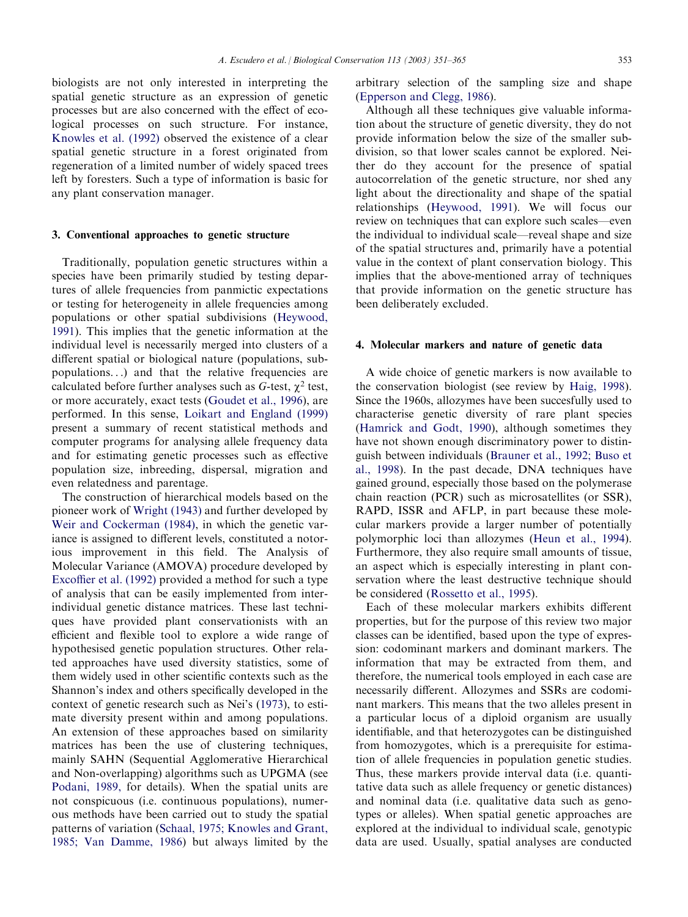biologists are not only interested in interpreting the spatial genetic structure as an expression of genetic processes but are also concerned with the effect of ecological processes on such structure. For instance, Knowles et al. (1992) observed the existence of a clear spatial genetic structure in a forest originated from regeneration of a limited number of widely spaced trees left by foresters. Such a type of information is basic for any plant conservation manager.

## 3. Conventional approaches to genetic structure

Traditionally, population genetic structures within a species have been primarily studied by testing departures of allele frequencies from panmictic expectations or testing for heterogeneity in allele frequencies among populations or other spatial subdivisions (Heywood, 1991). This implies that the genetic information at the individual level is necessarily merged into clusters of a different spatial or biological nature (populations, subpopulations...) and that the relative frequencies are calculated before further analyses such as *G*-test, $\chi^2$ test, or more accurately, exact tests (Goudet et al., 1996), are performed. In this sense, Loikart and England (1999) present a summary of recent statistical methods and computer programs for analysing allele frequency data and for estimating genetic processes such as effective population size, inbreeding, dispersal, migration and even relatedness and parentage.

The construction of hierarchical models based on the pioneer work of Wright (1943) and further developed by Weir and Cockerman (1984), in which the genetic variance is assigned to different levels, constituted a notorious improvement in this field. The Analysis of Molecular Variance (AMOVA) procedure developed by Excoffier et al. (1992) provided a method for such a type of analysis that can be easily implemented from inter-individual genetic distance matrices. These last techniques have provided plant conservationists with an efficient and flexible tool to explore a wide range of hypothesised genetic population structures. Other related approaches have used diversity statistics, some of them widely used in other scientific contexts such as the Shannon's index and others specifically developed in the context of genetic research such as Nei's (1973), to estimate diversity present within and among populations. An extension of these approaches based on similarity matrices has been the use of clustering techniques, mainly SAHN (Sequential Agglomerative Hierarchical and Non-overlapping) algorithms such as UPGMA (see Podani, 1989, for details). When the spatial units are not conspicuous (i.e. continuous populations), numerous methods have been carried out to study the spatial patterns of variation (Schaal, 1975; Knowles and Grant, 1985; Van Damme, 1986) but always limited by the arbitrary selection of the sampling size and shape (Epperson and Clegg, 1986).

Although all these techniques give valuable information about the structure of genetic diversity, they do not provide information below the size of the smaller subdivision, so that lower scales cannot be explored. Neither do they account for the presence of spatial autocorrelation of the genetic structure, nor shed any light about the directionality and shape of the spatial relationships (Heywood, 1991). We will focus our review on techniques that can explore such scales—even the individual to individual scale—reveal shape and size of the spatial structures and, primarily have a potential value in the context of plant conservation biology. This implies that the above-mentioned array of techniques that provide information on the genetic structure has been deliberately excluded.

## 4. Molecular markers and nature of genetic data

A wide choice of genetic markers is now available to the conservation biologist (see review by Haig, 1998). Since the 1960s, allozymes have been succesfully used to characterise genetic diversity of rare plant species (Hamrick and Godt, 1990), although sometimes they have not shown enough discriminatory power to distinguish between individuals (Brauner et al., 1992; Buso et al., 1998). In the past decade, DNA techniques have gained ground, especially those based on the polymerase chain reaction (PCR) such as microsatellites (or SSR), RAPD, ISSR and AFLP, in part because these molecular markers provide a larger number of potentially polymorphic loci than allozymes (Heun et al., 1994). Furthermore, they also require small amounts of tissue, an aspect which is especially interesting in plant conservation where the least destructive technique should be considered (Rossetto et al., 1995).

Each of these molecular markers exhibits different properties, but for the purpose of this review two major classes can be identified, based upon the type of expression: codominant markers and dominant markers. The information that may be extracted from them, and therefore, the numerical tools employed in each case are necessarily different. Allozymes and SSRs are codominant markers. This means that the two alleles present in a particular locus of a diploid organism are usually identifiable, and that heterozygotes can be distinguished from homozygotes, which is a prerequisite for estimation of allele frequencies in population genetic studies. Thus, these markers provide interval data (i.e. quantitative data such as allele frequency or genetic distances) and nominal data (i.e. qualitative data such as genotypes or alleles). When spatial genetic approaches are explored at the individual to individual scale, genotypic data are used. Usually, spatial analyses are conducted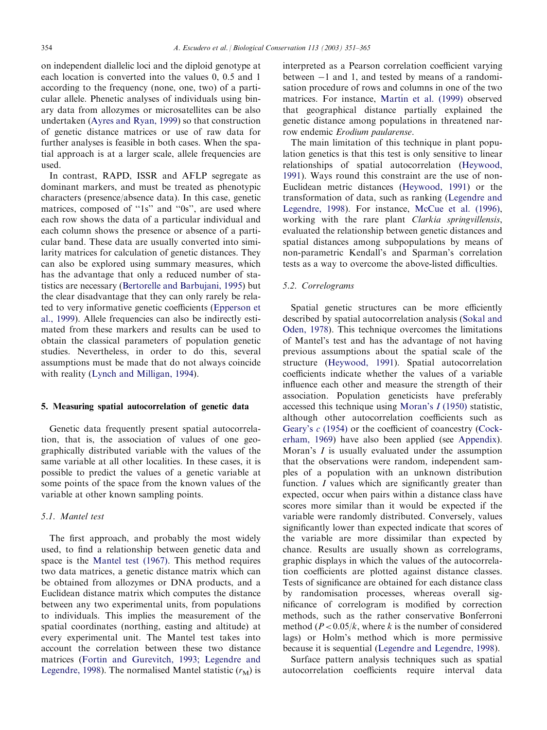on independent diallelic loci and the diploid genotype at each location is converted into the values 0, 0.5 and 1 according to the frequency (none, one, two) of a particular allele. Phenetic analyses of individuals using binary data from allozymes or microsatellites can be also undertaken (Ayres and Ryan, 1999) so that construction of genetic distance matrices or use of raw data for further analyses is feasible in both cases. When the spatial approach is at a larger scale, allele frequencies are used.

In contrast, RAPD, ISSR and AFLP segregate as dominant markers, and must be treated as phenotypic characters (presence/absence data). In this case, genetic matrices, composed of ''1s'' and ''0s'', are used where each row shows the data of a particular individual and each column shows the presence or absence of a particular band. These data are usually converted into similarity matrices for calculation of genetic distances. They can also be explored using summary measures, which has the advantage that only a reduced number of statistics are necessary (Bertorelle and Barbujani, 1995) but the clear disadvantage that they can only rarely be related to very informative genetic coefficients (Epperson et al., 1999). Allele frequencies can also be indirectly estimated from these markers and results can be used to obtain the classical parameters of population genetic studies. Nevertheless, in order to do this, several assumptions must be made that do not always coincide with reality (Lynch and Milligan, 1994).

## 5. Measuring spatial autocorrelation of genetic data

Genetic data frequently present spatial autocorrelation, that is, the association of values of one geographically distributed variable with the values of the same variable at all other localities. In these cases, it is possible to predict the values of a genetic variable at some points of the space from the known values of the variable at other known sampling points.

### 5.1. Mantel test

The first approach, and probably the most widely used, to find a relationship between genetic data and space is the Mantel test (1967). This method requires two data matrices, a genetic distance matrix which can be obtained from allozymes or DNA products, and a Euclidean distance matrix which computes the distance between any two experimental units, from populations to individuals. This implies the measurement of the spatial coordinates (northing, easting and altitude) at every experimental unit. The Mantel test takes into account the correlation between these two distance matrices (Fortin and Gurevitch, 1993; Legendre and Legendre, 1998). The normalised Mantel statistic ($r_M$) is interpreted as a Pearson correlation coefficient varying between −1 and 1, and tested by means of a randomisation procedure of rows and columns in one of the two matrices. For instance, Martín et al. (1999) observed that geographical distance partially explained the genetic distance among populations in threatened narrow endemic *Erodium paularense*.

The main limitation of this technique in plant population genetics is that this test is only sensitive to linear relationships of spatial autocorrelation (Heywood, 1991). Ways round this constraint are the use of non-Euclidean metric distances (Heywood, 1991) or the transformation of data, such as ranking (Legendre and Legendre, 1998). For instance, McCue et al. (1996), working with the rare plant *Clarkia springvillensis*, evaluated the relationship between genetic distances and spatial distances among subpopulations by means of non-parametric Kendall's and Sparman's correlation tests as a way to overcome the above-listed difficulties.

### 5.2. Correlograms

Spatial genetic structures can be more efficiently described by spatial autocorrelation analysis (Sokal and Oden, 1978). This technique overcomes the limitations of Mantel's test and has the advantage of not having previous assumptions about the spatial scale of the structure (Heywood, 1991). Spatial autocorrelation coefficients indicate whether the values of a variable influence each other and measure the strength of their association. Population geneticists have preferably accessed this technique using Moran's *I* (1950) statistic, although other autocorrelation coefficients such as Geary's *c* (1954) or the coefficient of coancestry (Cockerham, 1969) have also been applied (see Appendix). Moran's *I* is usually evaluated under the assumption that the observations were random, independent samples of a population with an unknown distribution function. *I* values which are significantly greater than expected, occur when pairs within a distance class have scores more similar than it would be expected if the variable were randomly distributed. Conversely, values significantly lower than expected indicate that scores of the variable are more dissimilar than expected by chance. Results are usually shown as correlograms, graphic displays in which the values of the autocorrelation coefficients are plotted against distance classes. Tests of significance are obtained for each distance class by randomisation processes, whereas overall significance of correlogram is modified by correction methods, such as the rather conservative Bonferroni method ($P<0.05/k$, where $k$ is the number of considered lags) or Holm's method which is more permissive because it is sequential (Legendre and Legendre, 1998).

Surface pattern analysis techniques such as spatial autocorrelation coefficients require interval data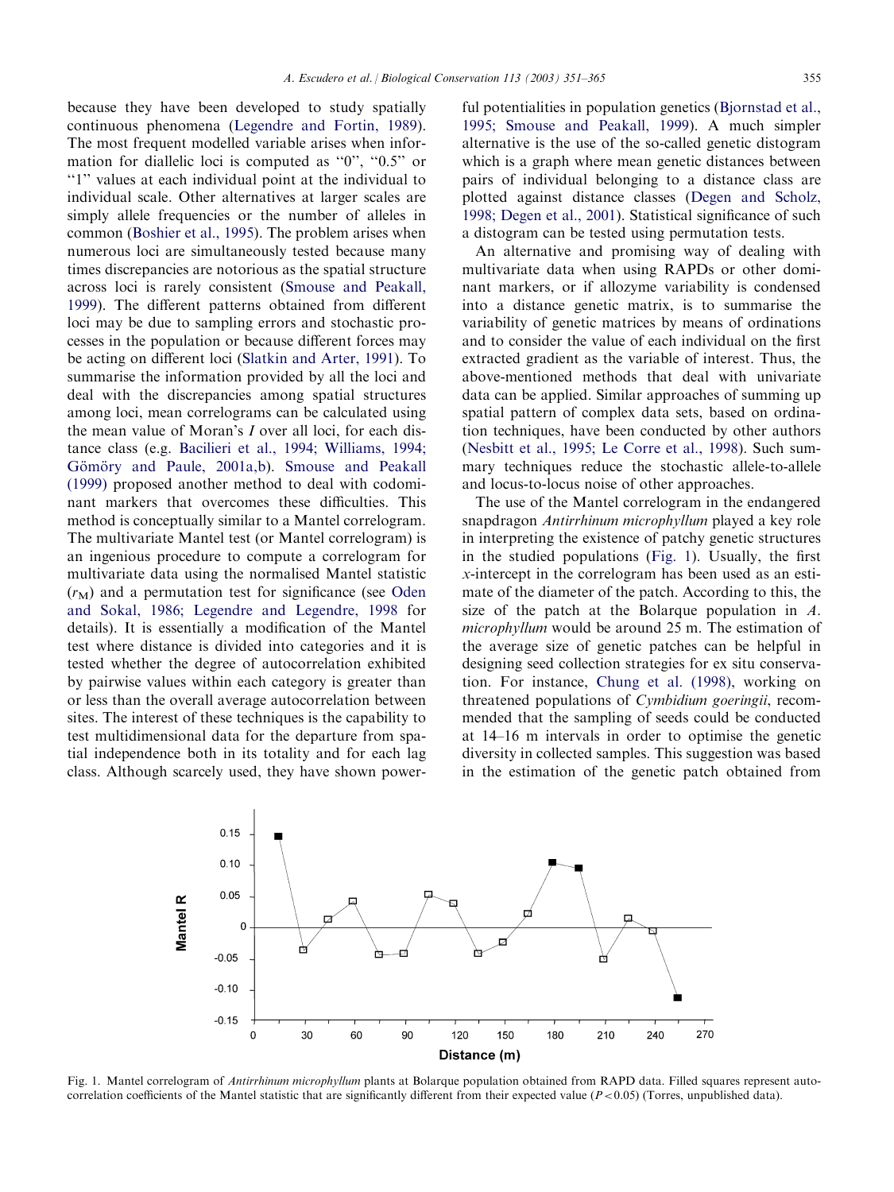because they have been developed to study spatially continuous phenomena (Legendre and Fortin, 1989). The most frequent modelled variable arises when information for diallelic loci is computed as "0", "0.5" or "1" values at each individual point at the individual to individual scale. Other alternatives at larger scales are simply allele frequencies or the number of alleles in common (Boshier et al., 1995). The problem arises when numerous loci are simultaneously tested because many times discrepancies are notorious as the spatial structure across loci is rarely consistent (Smouse and Peakall, 1999). The different patterns obtained from different loci may be due to sampling errors and stochastic processes in the population or because different forces may be acting on different loci (Slatkin and Arter, 1991). To summarise the information provided by all the loci and deal with the discrepancies among spatial structures among loci, mean correlograms can be calculated using the mean value of Moran's $I$ over all loci, for each distance class (e.g. Bacilieri et al., 1994; Williams, 1994; Gömöry and Paule, 2001a,b). Smouse and Peakall (1999) proposed another method to deal with codominant markers that overcomes these difficulties. This method is conceptually similar to a Mantel correlogram. The multivariate Mantel test (or Mantel correlogram) is an ingenious procedure to compute a correlogram for multivariate data using the normalised Mantel statistic ($r_M$) and a permutation test for significance (see Oden and Sokal, 1986; Legendre and Legendre, 1998 for details). It is essentially a modification of the Mantel test where distance is divided into categories and it is tested whether the degree of autocorrelation exhibited by pairwise values within each category is greater than or less than the overall average autocorrelation between sites. The interest of these techniques is the capability to test multidimensional data for the departure from spatial independence both in its totality and for each lag class. Although scarcely used, they have shown powerful potentialities in population genetics (Bjornstad et al., 1995; Smouse and Peakall, 1999). A much simpler alternative is the use of the so-called genetic distogram which is a graph where mean genetic distances between pairs of individual belonging to a distance class are plotted against distance classes (Degen and Scholz, 1998; Degen et al., 2001). Statistical significance of such a distogram can be tested using permutation tests.

An alternative and promising way of dealing with multivariate data when using RAPDs or other dominant markers, or if allozyme variability is condensed into a distance genetic matrix, is to summarise the variability of genetic matrices by means of ordinations and to consider the value of each individual on the first extracted gradient as the variable of interest. Thus, the above-mentioned methods that deal with univariate data can be applied. Similar approaches of summing up spatial pattern of complex data sets, based on ordination techniques, have been conducted by other authors (Nesbitt et al., 1995; Le Corre et al., 1998). Such summary techniques reduce the stochastic allele-to-allele and locus-to-locus noise of other approaches.

The use of the Mantel correlogram in the endangered snapdragon *Antirrhinum microphyllum* played a key role in interpreting the existence of patchy genetic structures in the studied populations (Fig. 1). Usually, the first $x$-intercept in the correlogram has been used as an estimate of the diameter of the patch. According to this, the size of the patch at the Bolarque population in *A. microphyllum* would be around 25 m. The estimation of the average size of genetic patches can be helpful in designing seed collection strategies for ex situ conservation. For instance, Chung et al. (1998), working on threatened populations of *Cymbidium goeringii*, recommended that the sampling of seeds could be conducted at 14–16 m intervals in order to optimise the genetic diversity in collected samples. This suggestion was based in the estimation of the genetic patch obtained from

Fig. 1. Mantel correlogram of *Antirrhinum microphyllum* plants at Bolarque population obtained from RAPD data. Filled squares represent autocorrelation coefficients of the Mantel statistic that are significantly different from their expected value ($P<0.05$) (Torres, unpublished data).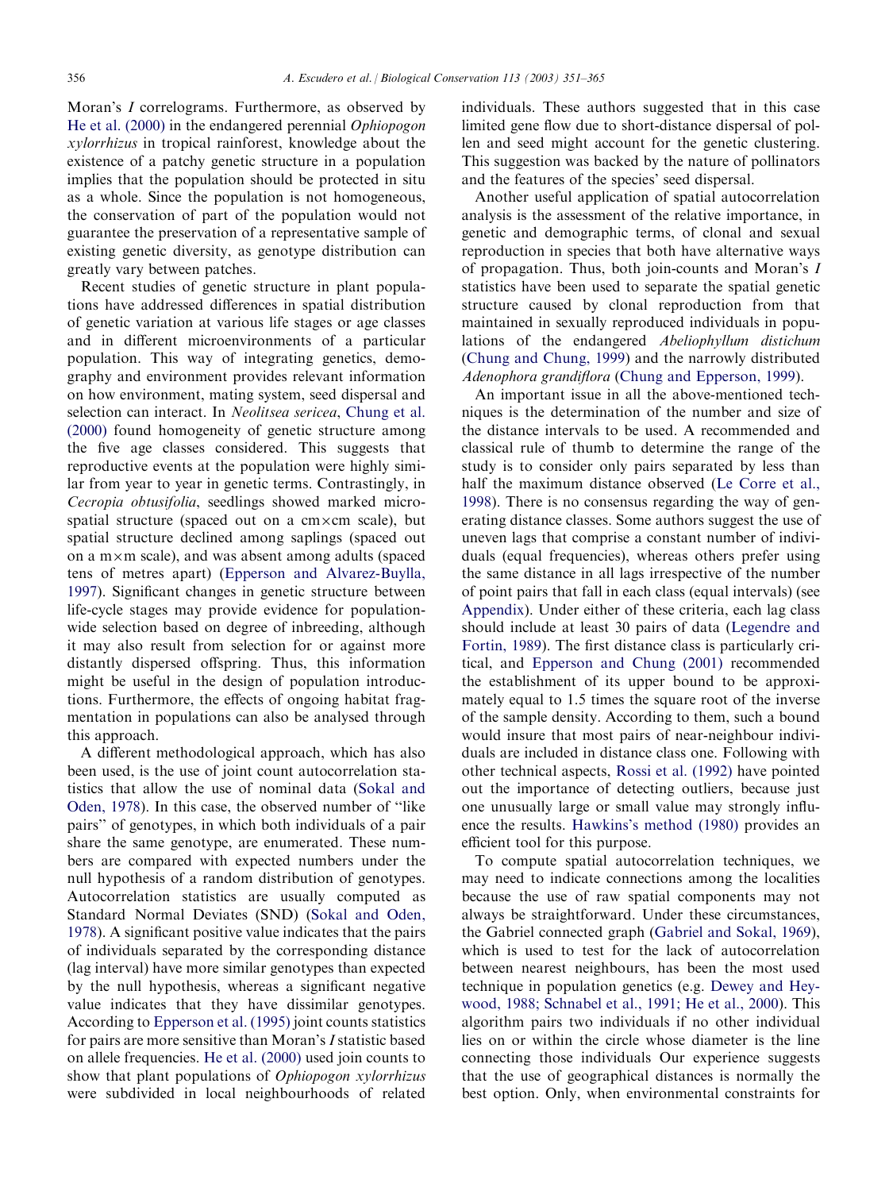Moran's *I* correlograms. Furthermore, as observed by He et al. (2000) in the endangered perennial *Ophiopogon xylorrhizus* in tropical rainforest, knowledge about the existence of a patchy genetic structure in a population implies that the population should be protected in situ as a whole. Since the population is not homogeneous, the conservation of part of the population would not guarantee the preservation of a representative sample of existing genetic diversity, as genotype distribution can greatly vary between patches.

Recent studies of genetic structure in plant populations have addressed differences in spatial distribution of genetic variation at various life stages or age classes and in different microenvironments of a particular population. This way of integrating genetics, demography and environment provides relevant information on how environment, mating system, seed dispersal and selection can interact. In *Neolitsea sericea*, Chung et al. (2000) found homogeneity of genetic structure among the five age classes considered. This suggests that reproductive events at the population were highly similar from year to year in genetic terms. Contrastingly, in *Cecropia obtusifolia*, seedlings showed marked microspatial structure (spaced out on a cm×cm scale), but spatial structure declined among saplings (spaced out on a m×m scale), and was absent among adults (spaced tens of metres apart) (Epperson and Alvarez-Buylla, 1997). Significant changes in genetic structure between life-cycle stages may provide evidence for population-wide selection based on degree of inbreeding, although it may also result from selection for or against more distantly dispersed offspring. Thus, this information might be useful in the design of population introductions. Furthermore, the effects of ongoing habitat fragmentation in populations can also be analysed through this approach.

A different methodological approach, which has also been used, is the use of joint count autocorrelation statistics that allow the use of nominal data (Sokal and Oden, 1978). In this case, the observed number of "like pairs" of genotypes, in which both individuals of a pair share the same genotype, are enumerated. These numbers are compared with expected numbers under the null hypothesis of a random distribution of genotypes. Autocorrelation statistics are usually computed as Standard Normal Deviates (SND) (Sokal and Oden, 1978). A significant positive value indicates that the pairs of individuals separated by the corresponding distance (lag interval) have more similar genotypes than expected by the null hypothesis, whereas a significant negative value indicates that they have dissimilar genotypes. According to Epperson et al. (1995) joint counts statistics for pairs are more sensitive than Moran's *I* statistic based on allele frequencies. He et al. (2000) used join counts to show that plant populations of *Ophiopogon xylorrhizus* were subdivided in local neighbourhoods of related individuals. These authors suggested that in this case limited gene flow due to short-distance dispersal of pollen and seed might account for the genetic clustering. This suggestion was backed by the nature of pollinators and the features of the species' seed dispersal.

Another useful application of spatial autocorrelation analysis is the assessment of the relative importance, in genetic and demographic terms, of clonal and sexual reproduction in species that both have alternative ways of propagation. Thus, both join-counts and Moran's *I* statistics have been used to separate the spatial genetic structure caused by clonal reproduction from that maintained in sexually reproduced individuals in populations of the endangered *Abeliophyllum distichum* (Chung and Chung, 1999) and the narrowly distributed *Adenophora grandiflora* (Chung and Epperson, 1999).

An important issue in all the above-mentioned techniques is the determination of the number and size of the distance intervals to be used. A recommended and classical rule of thumb to determine the range of the study is to consider only pairs separated by less than half the maximum distance observed (Le Corre et al., 1998). There is no consensus regarding the way of generating distance classes. Some authors suggest the use of uneven lags that comprise a constant number of individuals (equal frequencies), whereas others prefer using the same distance in all lags irrespective of the number of point pairs that fall in each class (equal intervals) (see Appendix). Under either of these criteria, each lag class should include at least 30 pairs of data (Legendre and Fortin, 1989). The first distance class is particularly critical, and Epperson and Chung (2001) recommended the establishment of its upper bound to be approximately equal to 1.5 times the square root of the inverse of the sample density. According to them, such a bound would insure that most pairs of near-neighbour individuals are included in distance class one. Following with other technical aspects, Rossi et al. (1992) have pointed out the importance of detecting outliers, because just one unusually large or small value may strongly influence the results. Hawkins's method (1980) provides an efficient tool for this purpose.

To compute spatial autocorrelation techniques, we may need to indicate connections among the localities because the use of raw spatial components may not always be straightforward. Under these circumstances, the Gabriel connected graph (Gabriel and Sokal, 1969), which is used to test for the lack of autocorrelation between nearest neighbours, has been the most used technique in population genetics (e.g. Dewey and Heywood, 1988; Schnabel et al., 1991; He et al., 2000). This algorithm pairs two individuals if no other individual lies on or within the circle whose diameter is the line connecting those individuals Our experience suggests that the use of geographical distances is normally the best option. Only, when environmental constraints for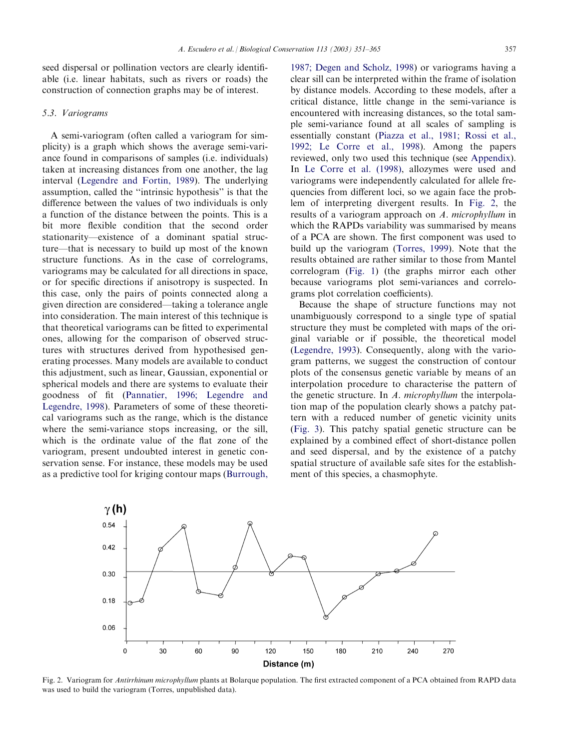seed dispersal or pollination vectors are clearly identifiable (i.e. linear habitats, such as rivers or roads) the construction of connection graphs may be of interest.

### 5.3. Variograms

A semi-variogram (often called a variogram for simplicity) is a graph which shows the average semi-variance found in comparisons of samples (i.e. individuals) taken at increasing distances from one another, the lag interval (Legendre and Fortin, 1989). The underlying assumption, called the "intrinsic hypothesis" is that the difference between the values of two individuals is only a function of the distance between the points. This is a bit more flexible condition that the second order stationarity—existence of a dominant spatial structure—that is necessary to build up most of the known structure functions. As in the case of correlograms, variograms may be calculated for all directions in space, or for specific directions if anisotropy is suspected. In this case, only the pairs of points connected along a given direction are considered—taking a tolerance angle into consideration. The main interest of this technique is that theoretical variograms can be fitted to experimental ones, allowing for the comparison of observed structures with structures derived from hypothesised generating processes. Many models are available to conduct this adjustment, such as linear, Gaussian, exponential or spherical models and there are systems to evaluate their goodness of fit (Pannatier, 1996; Legendre and Legendre, 1998). Parameters of some of these theoretical variograms such as the range, which is the distance where the semi-variance stops increasing, or the sill, which is the ordinate value of the flat zone of the variogram, present undoubted interest in genetic conservation sense. For instance, these models may be used as a predictive tool for kriging contour maps (Burrough, 1987; Degen and Scholz, 1998) or variograms having a clear sill can be interpreted within the frame of isolation by distance models. According to these models, after a critical distance, little change in the semi-variance is encountered with increasing distances, so the total sample semi-variance found at all scales of sampling is essentially constant (Piazza et al., 1981; Rossi et al., 1992; Le Corre et al., 1998). Among the papers reviewed, only two used this technique (see Appendix). In Le Corre et al. (1998), allozymes were used and variograms were independently calculated for allele frequencies from different loci, so we again face the problem of interpreting divergent results. In Fig. 2, the results of a variogram approach on *A. microphyllum* in which the RAPDs variability was summarised by means of a PCA are shown. The first component was used to build up the variogram (Torres, 1999). Note that the results obtained are rather similar to those from Mantel correlogram (Fig. 1) (the graphs mirror each other because variograms plot semi-variances and correlograms plot correlation coefficients).

Because the shape of structure functions may not unambiguously correspond to a single type of spatial structure they must be completed with maps of the original variable or if possible, the theoretical model (Legendre, 1993). Consequently, along with the variogram patterns, we suggest the construction of contour plots of the consensus genetic variable by means of an interpolation procedure to characterise the pattern of the genetic structure. In *A. microphyllum* the interpolation map of the population clearly shows a patchy pattern with a reduced number of genetic vicinity units (Fig. 3). This patchy spatial genetic structure can be explained by a combined effect of short-distance pollen and seed dispersal, and by the existence of a patchy spatial structure of available safe sites for the establishment of this species, a chasmophyte.

Fig. 2. Variogram for *Antirrhinum microphyllum* plants at Bolarque population. The first extracted component of a PCA obtained from RAPD data was used to build the variogram (Torres, unpublished data).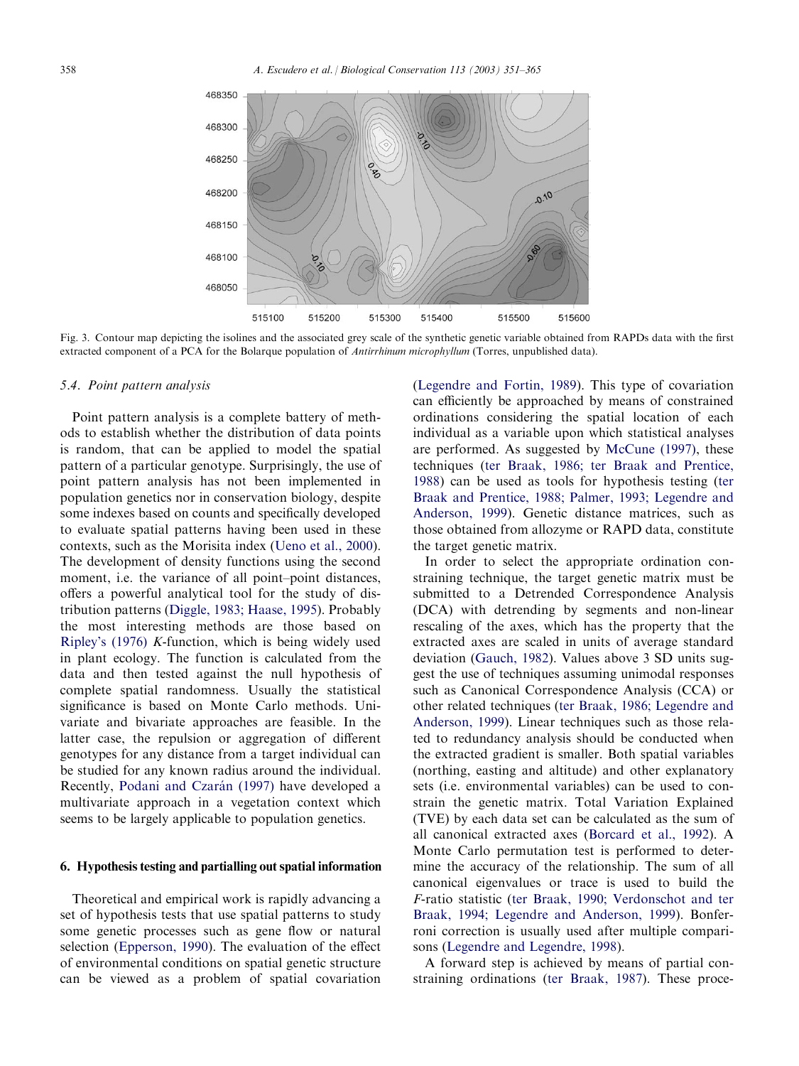Fig. 3. Contour map depicting the isolines and the associated grey scale of the synthetic genetic variable obtained from RAPDs data with the first extracted component of a PCA for the Bolarque population of *Antirrhinum microphyllum* (Torres, unpublished data).

### 5.4. Point pattern analysis

Point pattern analysis is a complete battery of methods to establish whether the distribution of data points is random, that can be applied to model the spatial pattern of a particular genotype. Surprisingly, the use of point pattern analysis has not been implemented in population genetics nor in conservation biology, despite some indexes based on counts and specifically developed to evaluate spatial patterns having been used in these contexts, such as the Morisita index (Ueno et al., 2000). The development of density functions using the second moment, i.e. the variance of all point–point distances, offers a powerful analytical tool for the study of distribution patterns (Diggle, 1983; Haase, 1995). Probably the most interesting methods are those based on Ripley's (1976) *K*-function, which is being widely used in plant ecology. The function is calculated from the data and then tested against the null hypothesis of complete spatial randomness. Usually the statistical significance is based on Monte Carlo methods. Univariate and bivariate approaches are feasible. In the latter case, the repulsion or aggregation of different genotypes for any distance from a target individual can be studied for any known radius around the individual. Recently, Podani and Czarán (1997) have developed a multivariate approach in a vegetation context which seems to be largely applicable to population genetics.

## 6. Hypothesis testing and partialling out spatial information

Theoretical and empirical work is rapidly advancing a set of hypothesis tests that use spatial patterns to study some genetic processes such as gene flow or natural selection (Epperson, 1990). The evaluation of the effect of environmental conditions on spatial genetic structure can be viewed as a problem of spatial covariation (Legendre and Fortin, 1989). This type of covariation can efficiently be approached by means of constrained ordinations considering the spatial location of each individual as a variable upon which statistical analyses are performed. As suggested by McCune (1997), these techniques (ter Braak, 1986; ter Braak and Prentice, 1988) can be used as tools for hypothesis testing (ter Braak and Prentice, 1988; Palmer, 1993; Legendre and Anderson, 1999). Genetic distance matrices, such as those obtained from allozyme or RAPD data, constitute the target genetic matrix.

In order to select the appropriate ordination constraining technique, the target genetic matrix must be submitted to a Detrended Correspondence Analysis (DCA) with detrending by segments and non-linear rescaling of the axes, which has the property that the extracted axes are scaled in units of average standard deviation (Gauch, 1982). Values above 3 SD units suggest the use of techniques assuming unimodal responses such as Canonical Correspondence Analysis (CCA) or other related techniques (ter Braak, 1986; Legendre and Anderson, 1999). Linear techniques such as those related to redundancy analysis should be conducted when the extracted gradient is smaller. Both spatial variables (northing, easting and altitude) and other explanatory sets (i.e. environmental variables) can be used to constrain the genetic matrix. Total Variation Explained (TVE) by each data set can be calculated as the sum of all canonical extracted axes (Borcard et al., 1992). A Monte Carlo permutation test is performed to determine the accuracy of the relationship. The sum of all canonical eigenvalues or trace is used to build the *F*-ratio statistic (ter Braak, 1990; Verdonschot and ter Braak, 1994; Legendre and Anderson, 1999). Bonferroni correction is usually used after multiple comparisons (Legendre and Legendre, 1998).

A forward step is achieved by means of partial constraining ordinations (ter Braak, 1987). These proce-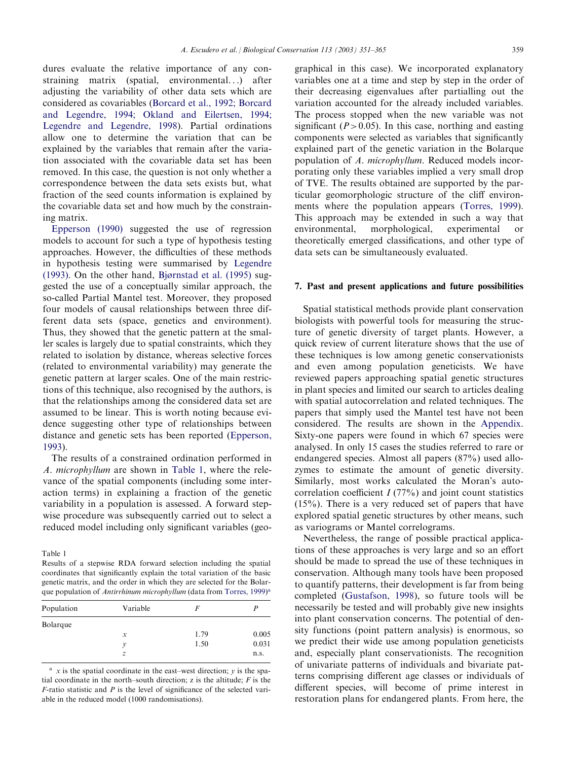dures evaluate the relative importance of any constraining matrix (spatial, environmental...) after adjusting the variability of other data sets which are considered as covariables (Borcard et al., 1992; Borcard and Legendre, 1994; Okland and Eilertsen, 1994; Legendre and Legendre, 1998). Partial ordinations allow one to determine the variation that can be explained by the variables that remain after the variation associated with the covariable data set has been removed. In this case, the question is not only whether a correspondence between the data sets exists but, what fraction of the seed counts information is explained by the covariable data set and how much by the constraining matrix.

Epperson (1990) suggested the use of regression models to account for such a type of hypothesis testing approaches. However, the difficulties of these methods in hypothesis testing were summarised by Legendre (1993). On the other hand, Bjørnstad et al. (1995) suggested the use of a conceptually similar approach, the so-called Partial Mantel test. Moreover, they proposed four models of causal relationships between three different data sets (space, genetics and environment). Thus, they showed that the genetic pattern at the smaller scales is largely due to spatial constraints, which they related to isolation by distance, whereas selective forces (related to environmental variability) may generate the genetic pattern at larger scales. One of the main restrictions of this technique, also recognised by the authors, is that the relationships among the considered data set are assumed to be linear. This is worth noting because evidence suggesting other type of relationships between distance and genetic sets has been reported (Epperson, 1993).

The results of a constrained ordination performed in *A. microphyllum* are shown in Table 1, where the relevance of the spatial components (including some interaction terms) in explaining a fraction of the genetic variability in a population is assessed. A forward stepwise procedure was subsequently carried out to select a reduced model including only significant variables (geographical in this case). We incorporated explanatory variables one at a time and step by step in the order of their decreasing eigenvalues after partialling out the variation accounted for the already included variables. The process stopped when the new variable was not significant ($P > 0.05$). In this case, northing and easting components were selected as variables that significantly explained part of the genetic variation in the Bolarque population of *A. microphyllum*. Reduced models incorporating only these variables implied a very small drop of TVE. The results obtained are supported by the particular geomorphologic structure of the cliff environments where the population appears (Torres, 1999). This approach may be extended in such a way that environmental, morphological, experimental or theoretically emerged classifications, and other type of data sets can be simultaneously evaluated.

Table 1
Results of a stepwise RDA forward selection including the spatial coordinates that significantly explain the total variation of the basic genetic matrix, and the order in which they are selected for the Bolarque population of *Antirrhinum microphyllum* (data from Torres, 1999)[a]

| Population | Variable | $F$ | $P$ |
|---|---|---|---|
| Bolarque | | | |
| | $x$ | 1.79 | 0.005 |
| | $y$ | 1.50 | 0.031 |
| | $z$ | | n.s. |

[a] $x$ is the spatial coordinate in the east–west direction; $y$ is the spatial coordinate in the north–south direction; z is the altitude; $F$ is the $F$-ratio statistic and $P$ is the level of significance of the selected variable in the reduced model (1000 randomisations).

## 7. Past and present applications and future possibilities

Spatial statistical methods provide plant conservation biologists with powerful tools for measuring the structure of genetic diversity of target plants. However, a quick review of current literature shows that the use of these techniques is low among genetic conservationists and even among population geneticists. We have reviewed papers approaching spatial genetic structures in plant species and limited our search to articles dealing with spatial autocorrelation and related techniques. The papers that simply used the Mantel test have not been considered. The results are shown in the Appendix. Sixty-one papers were found in which 67 species were analysed. In only 15 cases the studies referred to rare or endangered species. Almost all papers (87%) used allozymes to estimate the amount of genetic diversity. Similarly, most works calculated the Moran's autocorrelation coefficient $I$ (77%) and joint count statistics (15%). There is a very reduced set of papers that have explored spatial genetic structures by other means, such as variograms or Mantel correlograms.

Nevertheless, the range of possible practical applications of these approaches is very large and so an effort should be made to spread the use of these techniques in conservation. Although many tools have been proposed to quantify patterns, their development is far from being completed (Gustafson, 1998), so future tools will be necessarily be tested and will probably give new insights into plant conservation concerns. The potential of density functions (point pattern analysis) is enormous, so we predict their wide use among population geneticists and, especially plant conservationists. The recognition of univariate patterns of individuals and bivariate patterns comprising different age classes or individuals of different species, will become of prime interest in restoration plans for endangered plants. From here, the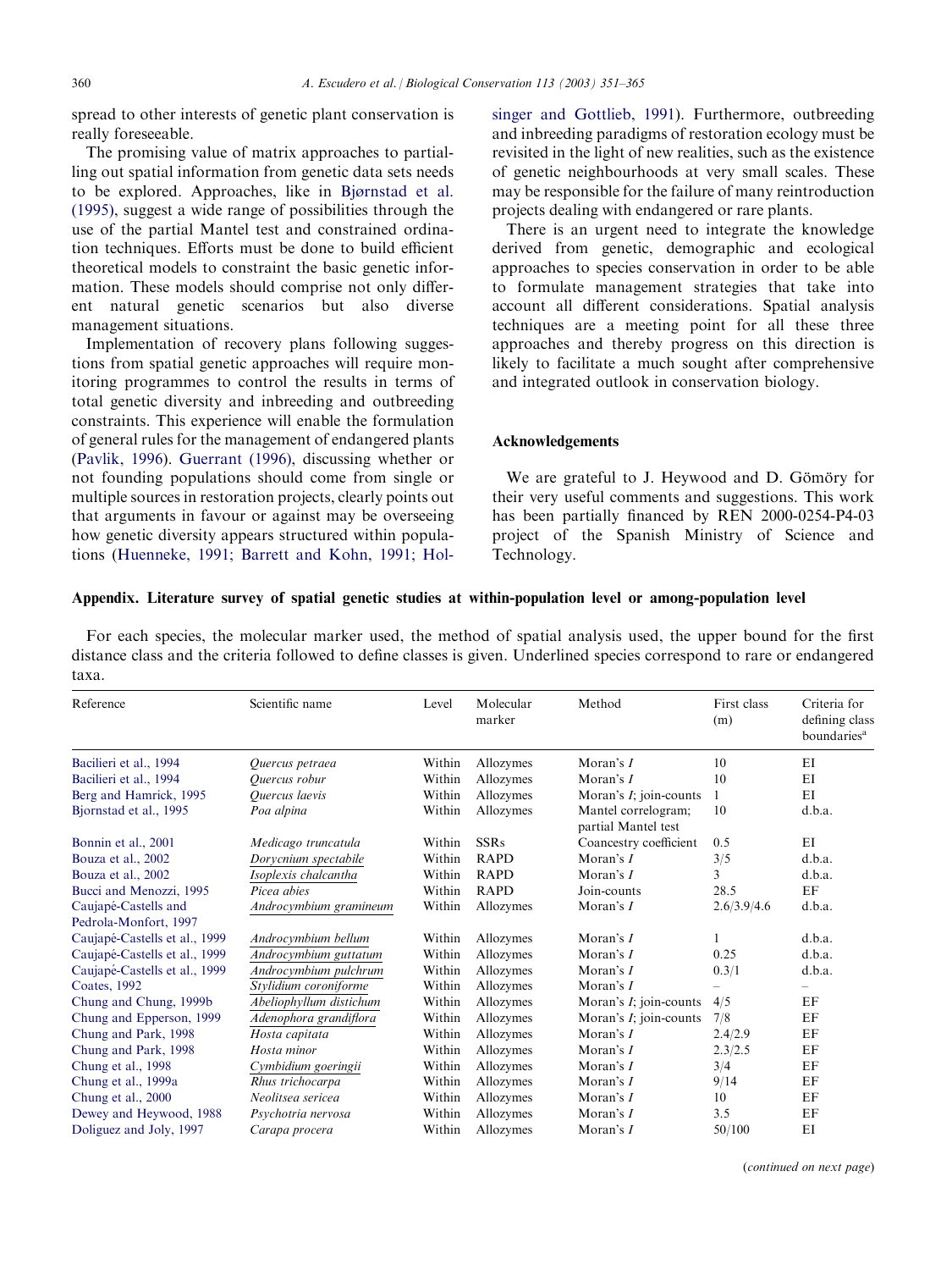spread to other interests of genetic plant conservation is really foreseeable.

The promising value of matrix approaches to partialling out spatial information from genetic data sets needs to be explored. Approaches, like in Bjørnstad et al. (1995), suggest a wide range of possibilities through the use of the partial Mantel test and constrained ordination techniques. Efforts must be done to build efficient theoretical models to constraint the basic genetic information. These models should comprise not only different natural genetic scenarios but also diverse management situations.

Implementation of recovery plans following suggestions from spatial genetic approaches will require monitoring programmes to control the results in terms of total genetic diversity and inbreeding and outbreeding constraints. This experience will enable the formulation of general rules for the management of endangered plants (Pavlik, 1996). Guerrant (1996), discussing whether or not founding populations should come from single or multiple sources in restoration projects, clearly points out that arguments in favour or against may be overseeing how genetic diversity appears structured within populations (Huenneke, 1991; Barrett and Kohn, 1991; Holsinger and Gottlieb, 1991). Furthermore, outbreeding and inbreeding paradigms of restoration ecology must be revisited in the light of new realities, such as the existence of genetic neighbourhoods at very small scales. These may be responsible for the failure of many reintroduction projects dealing with endangered or rare plants.

There is an urgent need to integrate the knowledge derived from genetic, demographic and ecological approaches to species conservation in order to be able to formulate management strategies that take into account all different considerations. Spatial analysis techniques are a meeting point for all these three approaches and thereby progress on this direction is likely to facilitate a much sought after comprehensive and integrated outlook in conservation biology.

## Acknowledgements

We are grateful to J. Heywood and D. Gömöry for their very useful comments and suggestions. This work has been partially financed by REN 2000-0254-P4-03 project of the Spanish Ministry of Science and Technology.

## Appendix. Literature survey of spatial genetic studies at within-population level or among-population level

For each species, the molecular marker used, the method of spatial analysis used, the upper bound for the first distance class and the criteria followed to define classes is given. Underlined species correspond to rare or endangered taxa.

| Reference | Scientific name | Level | Molecular marker | Method | First class (m) | Criteria for defining class boundaries[a] |
|---|---|---|---|---|---|---|
| Bacilieri et al., 1994 | *Quercus petraea* | Within | Allozymes | Moran's *I* | 10 | EI |
| Bacilieri et al., 1994 | *Quercus robur* | Within | Allozymes | Moran's *I* | 10 | EI |
| Berg and Hamrick, 1995 | *Quercus laevis* | Within | Allozymes | Moran's *I*; join-counts | 1 | EI |
| Bjornstad et al., 1995 | *Poa alpina* | Within | Allozymes | Mantel correlogram; partial Mantel test | 10 | d.b.a. |
| Bonnin et al., 2001 | *Medicago truncatula* | Within | SSRs | Coancestry coefficient | 0.5 | EI |
| Bouza et al., 2002 | *Dorycnium spectabile* | Within | RAPD | Moran's *I* | 3/5 | d.b.a. |
| Bouza et al., 2002 | *Isoplexis chalcantha* | Within | RAPD | Moran's *I* | 3 | d.b.a. |
| Bucci and Menozzi, 1995 | *Picea abies* | Within | RAPD | Join-counts | 28.5 | EF |
| Caujapé-Castells and Pedrola-Monfort, 1997 | *Androcymbium gramineum* | Within | Allozymes | Moran's *I* | 2.6/3.9/4.6 | d.b.a. |
| Caujapé-Castells et al., 1999 | *Androcymbium bellum* | Within | Allozymes | Moran's *I* | 1 | d.b.a. |
| Caujapé-Castells et al., 1999 | *Androcymbium guttatum* | Within | Allozymes | Moran's *I* | 0.25 | d.b.a. |
| Caujapé-Castells et al., 1999 | *Androcymbium pulchrum* | Within | Allozymes | Moran's *I* | 0.3/1 | d.b.a. |
| Coates, 1992 | *Stylidium coroniforme* | Within | Allozymes | Moran's *I* | – | – |
| Chung and Chung, 1999b | *Abeliophyllum distichum* | Within | Allozymes | Moran's *I*; join-counts | 4/5 | EF |
| Chung and Epperson, 1999 | *Adenophora grandiflora* | Within | Allozymes | Moran's *I*; join-counts | 7/8 | EF |
| Chung and Park, 1998 | *Hosta capitata* | Within | Allozymes | Moran's *I* | 2.4/2.9 | EF |
| Chung and Park, 1998 | *Hosta minor* | Within | Allozymes | Moran's *I* | 2.3/2.5 | EF |
| Chung et al., 1998 | *Cymbidium goeringii* | Within | Allozymes | Moran's *I* | 3/4 | EF |
| Chung et al., 1999a | *Rhus trichocarpa* | Within | Allozymes | Moran's *I* | 9/14 | EF |
| Chung et al., 2000 | *Neolitsea sericea* | Within | Allozymes | Moran's *I* | 10 | EF |
| Dewey and Heywood, 1988 | *Psychotria nervosa* | Within | Allozymes | Moran's *I* | 3.5 | EF |
| Doliguez and Joly, 1997 | *Carapa procera* | Within | Allozymes | Moran's *I* | 50/100 | EI |

(continued on next page)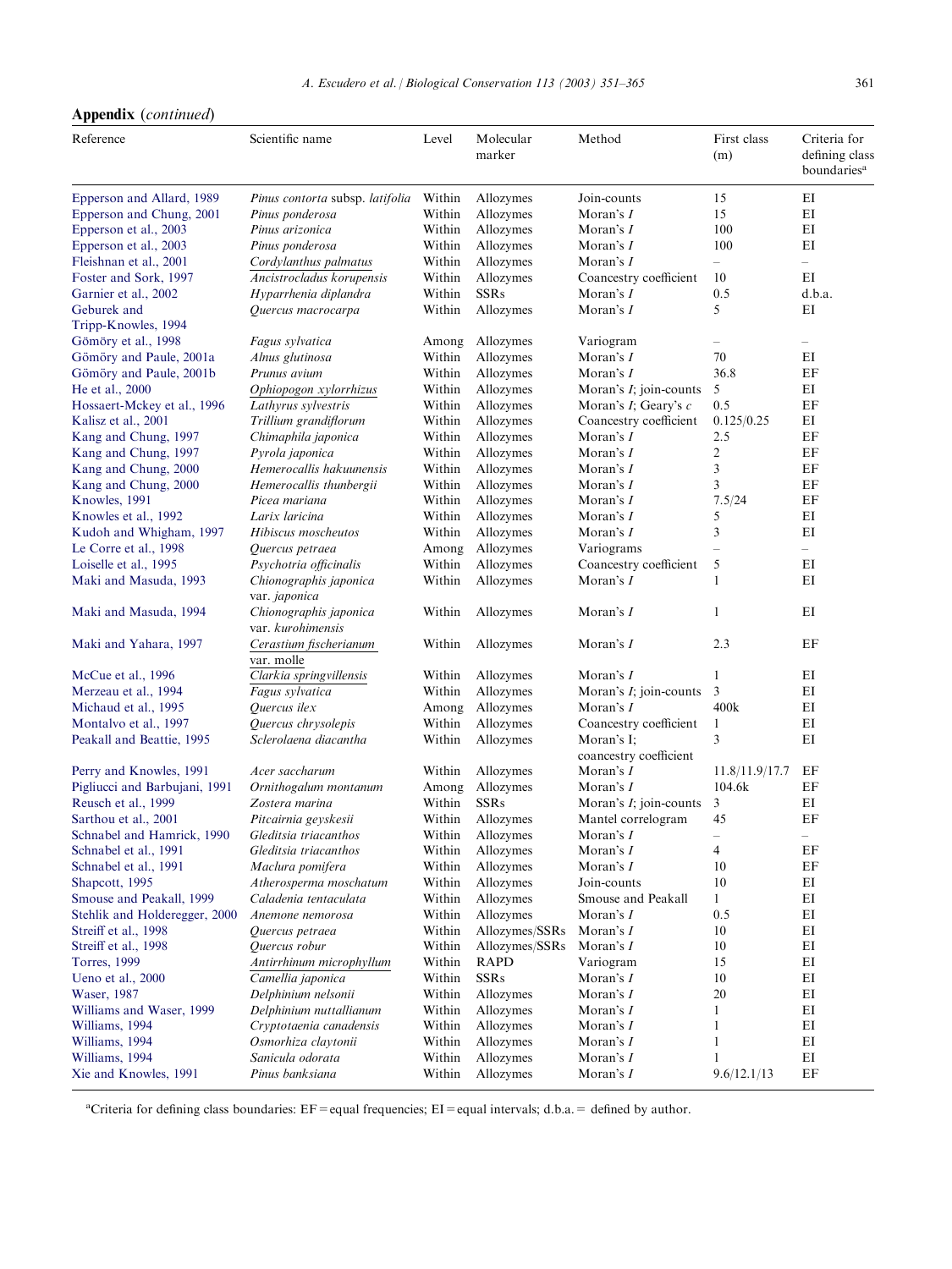## Appendix (*continued*)

| Reference | Scientific name | Level | Molecular marker | Method | First class (m) | Criteria for defining class boundaries[a] |
|---|---|---|---|---|---|---|
| Epperson and Allard, 1989 | *Pinus contorta* subsp. *latifolia* | Within | Allozymes | Join-counts | 15 | EI |
| Epperson and Chung, 2001 | *Pinus ponderosa* | Within | Allozymes | Moran's *I* | 15 | EI |
| Epperson et al., 2003 | *Pinus arizonica* | Within | Allozymes | Moran's *I* | 100 | EI |
| Epperson et al., 2003 | *Pinus ponderosa* | Within | Allozymes | Moran's *I* | 100 | EI |
| Fleishnan et al., 2001 | *Cordylanthus palmatus* | Within | Allozymes | Moran's *I* | – | – |
| Foster and Sork, 1997 | *Ancistrocladus korupensis* | Within | Allozymes | Coancestry coefficient | 10 | EI |
| Garnier et al., 2002 | *Hyparrhenia diplandra* | Within | SSRs | Moran's *I* | 0.5 | d.b.a. |
| Geburek and Tripp-Knowles, 1994 | *Quercus macrocarpa* | Within | Allozymes | Moran's *I* | 5 | EI |
| Gömöry et al., 1998 | *Fagus sylvatica* | Among | Allozymes | Variogram | – | – |
| Gömöry and Paule, 2001a | *Alnus glutinosa* | Within | Allozymes | Moran's *I* | 70 | EI |
| Gömöry and Paule, 2001b | *Prunus avium* | Within | Allozymes | Moran's *I* | 36.8 | EF |
| He et al., 2000 | *Ophiopogon xylorrhizus* | Within | Allozymes | Moran's *I*; join-counts | 5 | EI |
| Hossaert-Mckey et al., 1996 | *Lathyrus sylvestris* | Within | Allozymes | Moran's *I*; Geary's *c* | 0.5 | EF |
| Kalisz et al., 2001 | *Trillium grandiflorum* | Within | Allozymes | Coancestry coefficient | 0.125/0.25 | EI |
| Kang and Chung, 1997 | *Chimaphila japonica* | Within | Allozymes | Moran's *I* | 2.5 | EF |
| Kang and Chung, 1997 | *Pyrola japonica* | Within | Allozymes | Moran's *I* | 2 | EF |
| Kang and Chung, 2000 | *Hemerocallis hakuunensis* | Within | Allozymes | Moran's *I* | 3 | EF |
| Kang and Chung, 2000 | *Hemerocallis thunbergii* | Within | Allozymes | Moran's *I* | 3 | EF |
| Knowles, 1991 | *Picea mariana* | Within | Allozymes | Moran's *I* | 7.5/24 | EF |
| Knowles et al., 1992 | *Larix laricina* | Within | Allozymes | Moran's *I* | 5 | EI |
| Kudoh and Whigham, 1997 | *Hibiscus moscheutos* | Within | Allozymes | Moran's *I* | 3 | EI |
| Le Corre et al., 1998 | *Quercus petraea* | Among | Allozymes | Variograms | – | – |
| Loiselle et al., 1995 | *Psychotria officinalis* | Within | Allozymes | Coancestry coefficient | 5 | EI |
| Maki and Masuda, 1993 | *Chionographis japonica* var. *japonica* | Within | Allozymes | Moran's *I* | 1 | EI |
| Maki and Masuda, 1994 | *Chionographis japonica* var. *kurohimensis* | Within | Allozymes | Moran's *I* | 1 | EI |
| Maki and Yahara, 1997 | *Cerastium fischerianum* var. molle | Within | Allozymes | Moran's *I* | 2.3 | EF |
| McCue et al., 1996 | *Clarkia springvillensis* | Within | Allozymes | Moran's *I* | 1 | EI |
| Merzeau et al., 1994 | *Fagus sylvatica* | Within | Allozymes | Moran's *I*; join-counts | 3 | EI |
| Michaud et al., 1995 | *Quercus ilex* | Among | Allozymes | Moran's *I* | 400k | EI |
| Montalvo et al., 1997 | *Quercus chrysolepis* | Within | Allozymes | Coancestry coefficient | 1 | EI |
| Peakall and Beattie, 1995 | *Sclerolaena diacantha* | Within | Allozymes | Moran's I; coancestry coefficient | 3 | EI |
| Perry and Knowles, 1991 | *Acer saccharum* | Within | Allozymes | Moran's *I* | 11.8/11.9/17.7 | EF |
| Pigliucci and Barbujani, 1991 | *Ornithogalum montanum* | Among | Allozymes | Moran's *I* | 104.6k | EF |
| Reusch et al., 1999 | *Zostera marina* | Within | SSRs | Moran's *I*; join-counts | 3 | EI |
| Sarthou et al., 2001 | *Pitcairnia geyskesii* | Within | Allozymes | Mantel correlogram | 45 | EF |
| Schnabel and Hamrick, 1990 | *Gleditsia triacanthos* | Within | Allozymes | Moran's *I* | – | – |
| Schnabel et al., 1991 | *Gleditsia triacanthos* | Within | Allozymes | Moran's *I* | 4 | EF |
| Schnabel et al., 1991 | *Maclura pomifera* | Within | Allozymes | Moran's *I* | 10 | EF |
| Shapcott, 1995 | *Atherosperma moschatum* | Within | Allozymes | Join-counts | 10 | EI |
| Smouse and Peakall, 1999 | *Caladenia tentaculata* | Within | Allozymes | Smouse and Peakall | 1 | EI |
| Stehlik and Holderegger, 2000 | *Anemone nemorosa* | Within | Allozymes | Moran's *I* | 0.5 | EI |
| Streiff et al., 1998 | *Quercus petraea* | Within | Allozymes/SSRs | Moran's *I* | 10 | EI |
| Streiff et al., 1998 | *Quercus robur* | Within | Allozymes/SSRs | Moran's *I* | 10 | EI |
| Torres, 1999 | *Antirrhinum microphyllum* | Within | RAPD | Variogram | 15 | EI |
| Ueno et al., 2000 | *Camellia japonica* | Within | SSRs | Moran's *I* | 10 | EI |
| Waser, 1987 | *Delphinium nelsonii* | Within | Allozymes | Moran's *I* | 20 | EI |
| Williams and Waser, 1999 | *Delphinium nuttallianum* | Within | Allozymes | Moran's *I* | 1 | EI |
| Williams, 1994 | *Cryptotaenia canadensis* | Within | Allozymes | Moran's *I* | 1 | EI |
| Williams, 1994 | *Osmorhiza claytonii* | Within | Allozymes | Moran's *I* | 1 | EI |
| Williams, 1994 | *Sanicula odorata* | Within | Allozymes | Moran's *I* | 1 | EI |
| Xie and Knowles, 1991 | *Pinus banksiana* | Within | Allozymes | Moran's *I* | 9.6/12.1/13 | EF |

[a]Criteria for defining class boundaries: EF = equal frequencies; EI = equal intervals; d.b.a. = defined by author.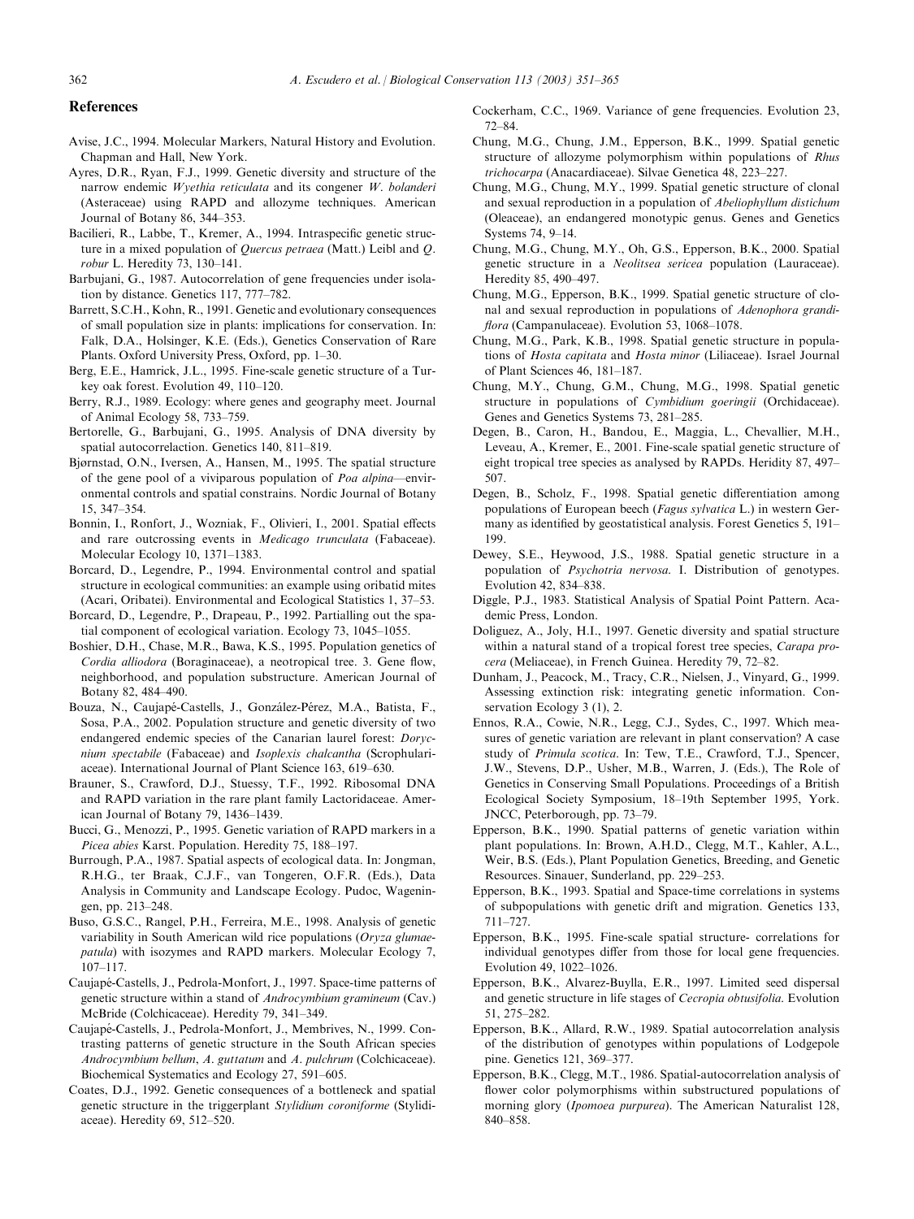## References

Avise, J.C., 1994. Molecular Markers, Natural History and Evolution. Chapman and Hall, New York.

Ayres, D.R., Ryan, F.J., 1999. Genetic diversity and structure of the narrow endemic *Wyethia reticulata* and its congener *W. bolanderi* (Asteraceae) using RAPD and allozyme techniques. American Journal of Botany 86, 344–353.

Bacilieri, R., Labbe, T., Kremer, A., 1994. Intraspecific genetic structure in a mixed population of *Quercus petraea* (Matt.) Leibl and *Q. robur* L. Heredity 73, 130–141.

Barbujani, G., 1987. Autocorrelation of gene frequencies under isolation by distance. Genetics 117, 777–782.

Barrett, S.C.H., Kohn, R., 1991. Genetic and evolutionary consequences of small population size in plants: implications for conservation. In: Falk, D.A., Holsinger, K.E. (Eds.), Genetics Conservation of Rare Plants. Oxford University Press, Oxford, pp. 1–30.

Berg, E.E., Hamrick, J.L., 1995. Fine-scale genetic structure of a Turkey oak forest. Evolution 49, 110–120.

Berry, R.J., 1989. Ecology: where genes and geography meet. Journal of Animal Ecology 58, 733–759.

Bertorelle, G., Barbujani, G., 1995. Analysis of DNA diversity by spatial autocorrelaction. Genetics 140, 811–819.

Bjørnstad, O.N., Iversen, A., Hansen, M., 1995. The spatial structure of the gene pool of a viviparous population of *Poa alpina*—environmental controls and spatial constrains. Nordic Journal of Botany 15, 347–354.

Bonnin, I., Ronfort, J., Wozniak, F., Olivieri, I., 2001. Spatial effects and rare outcrossing events in *Medicago trunculata* (Fabaceae). Molecular Ecology 10, 1371–1383.

Borcard, D., Legendre, P., 1994. Environmental control and spatial structure in ecological communities: an example using oribatid mites (Acari, Oribatei). Environmental and Ecological Statistics 1, 37–53.

Borcard, D., Legendre, P., Drapeau, P., 1992. Partialling out the spatial component of ecological variation. Ecology 73, 1045–1055.

Boshier, D.H., Chase, M.R., Bawa, K.S., 1995. Population genetics of *Cordia alliodora* (Boraginaceae), a neotropical tree. 3. Gene flow, neighborhood, and population substructure. American Journal of Botany 82, 484–490.

Bouza, N., Caujapé-Castells, J., González-Pérez, M.A., Batista, F., Sosa, P.A., 2002. Population structure and genetic diversity of two endangered endemic species of the Canarian laurel forest: *Dorycnium spectabile* (Fabaceae) and *Isoplexis chalcantha* (Scrophulariaceae). International Journal of Plant Science 163, 619–630.

Brauner, S., Crawford, D.J., Stuessy, T.F., 1992. Ribosomal DNA and RAPD variation in the rare plant family Lactoridaceae. American Journal of Botany 79, 1436–1439.

Bucci, G., Menozzi, P., 1995. Genetic variation of RAPD markers in a *Picea abies* Karst. Population. Heredity 75, 188–197.

Burrough, P.A., 1987. Spatial aspects of ecological data. In: Jongman, R.H.G., ter Braak, C.J.F., van Tongeren, O.F.R. (Eds.), Data Analysis in Community and Landscape Ecology. Pudoc, Wageningen, pp. 213–248.

Buso, G.S.C., Rangel, P.H., Ferreira, M.E., 1998. Analysis of genetic variability in South American wild rice populations (*Oryza glumaepatula*) with isozymes and RAPD markers. Molecular Ecology 7, 107–117.

Caujapé-Castells, J., Pedrola-Monfort, J., 1997. Space-time patterns of genetic structure within a stand of *Androcymbium gramineum* (Cav.) McBride (Colchicaceae). Heredity 79, 341–349.

Caujapé-Castells, J., Pedrola-Monfort, J., Membrives, N., 1999. Contrasting patterns of genetic structure in the South African species *Androcymbium bellum*, *A. guttatum* and *A. pulchrum* (Colchicaceae). Biochemical Systematics and Ecology 27, 591–605.

Coates, D.J., 1992. Genetic consequences of a bottleneck and spatial genetic structure in the triggerplant *Stylidium coroniforme* (Stylidiaceae). Heredity 69, 512–520.

Cockerham, C.C., 1969. Variance of gene frequencies. Evolution 23, 72–84.

Chung, M.G., Chung, J.M., Epperson, B.K., 1999. Spatial genetic structure of allozyme polymorphism within populations of *Rhus trichocarpa* (Anacardiaceae). Silvae Genetica 48, 223–227.

Chung, M.G., Chung, M.Y., 1999. Spatial genetic structure of clonal and sexual reproduction in a population of *Abeliophyllum distichum* (Oleaceae), an endangered monotypic genus. Genes and Genetics Systems 74, 9–14.

Chung, M.G., Chung, M.Y., Oh, G.S., Epperson, B.K., 2000. Spatial genetic structure in a *Neolitsea sericea* population (Lauraceae). Heredity 85, 490–497.

Chung, M.G., Epperson, B.K., 1999. Spatial genetic structure of clonal and sexual reproduction in populations of *Adenophora grandiflora* (Campanulaceae). Evolution 53, 1068–1078.

Chung, M.G., Park, K.B., 1998. Spatial genetic structure in populations of *Hosta capitata* and *Hosta minor* (Liliaceae). Israel Journal of Plant Sciences 46, 181–187.

Chung, M.Y., Chung, G.M., Chung, M.G., 1998. Spatial genetic structure in populations of *Cymbidium goeringii* (Orchidaceae). Genes and Genetics Systems 73, 281–285.

Degen, B., Caron, H., Bandou, E., Maggia, L., Chevallier, M.H., Leveau, A., Kremer, E., 2001. Fine-scale spatial genetic structure of eight tropical tree species as analysed by RAPDs. Heridity 87, 497–507.

Degen, B., Scholz, F., 1998. Spatial genetic differentiation among populations of European beech (*Fagus sylvatica* L.) in western Germany as identified by geostatistical analysis. Forest Genetics 5, 191–199.

Dewey, S.E., Heywood, J.S., 1988. Spatial genetic structure in a population of *Psychotria nervosa*. I. Distribution of genotypes. Evolution 42, 834–838.

Diggle, P.J., 1983. Statistical Analysis of Spatial Point Pattern. Academic Press, London.

Doliguez, A., Joly, H.I., 1997. Genetic diversity and spatial structure within a natural stand of a tropical forest tree species, *Carapa procera* (Meliaceae), in French Guinea. Heredity 79, 72–82.

Dunham, J., Peacock, M., Tracy, C.R., Nielsen, J., Vinyard, G., 1999. Assessing extinction risk: integrating genetic information. Conservation Ecology 3 (1), 2.

Ennos, R.A., Cowie, N.R., Legg, C.J., Sydes, C., 1997. Which measures of genetic variation are relevant in plant conservation? A case study of *Primula scotica*. In: Tew, T.E., Crawford, T.J., Spencer, J.W., Stevens, D.P., Usher, M.B., Warren, J. (Eds.), The Role of Genetics in Conserving Small Populations. Proceedings of a British Ecological Society Symposium, 18–19th September 1995, York. JNCC, Peterborough, pp. 73–79.

Epperson, B.K., 1990. Spatial patterns of genetic variation within plant populations. In: Brown, A.H.D., Clegg, M.T., Kahler, A.L., Weir, B.S. (Eds.), Plant Population Genetics, Breeding, and Genetic Resources. Sinauer, Sunderland, pp. 229–253.

Epperson, B.K., 1993. Spatial and Space-time correlations in systems of subpopulations with genetic drift and migration. Genetics 133, 711–727.

Epperson, B.K., 1995. Fine-scale spatial structure- correlations for individual genotypes differ from those for local gene frequencies. Evolution 49, 1022–1026.

Epperson, B.K., Alvarez-Buylla, E.R., 1997. Limited seed dispersal and genetic structure in life stages of *Cecropia obtusifolia*. Evolution 51, 275–282.

Epperson, B.K., Allard, R.W., 1989. Spatial autocorrelation analysis of the distribution of genotypes within populations of Lodgepole pine. Genetics 121, 369–377.

Epperson, B.K., Clegg, M.T., 1986. Spatial-autocorrelation analysis of flower color polymorphisms within substructured populations of morning glory (*Ipomoea purpurea*). The American Naturalist 128, 840–858.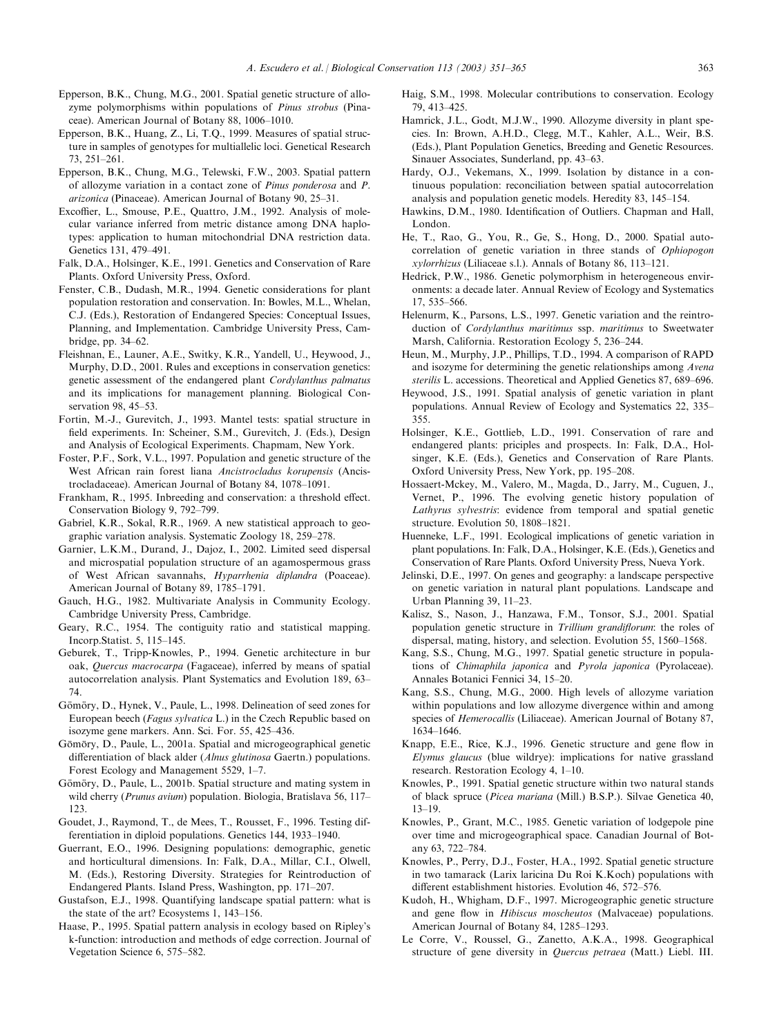Epperson, B.K., Chung, M.G., 2001. Spatial genetic structure of allozyme polymorphisms within populations of *Pinus strobus* (Pinaceae). American Journal of Botany 88, 1006–1010.

Epperson, B.K., Huang, Z., Li, T.Q., 1999. Measures of spatial structure in samples of genotypes for multiallelic loci. Genetical Research 73, 251–261.

Epperson, B.K., Chung, M.G., Telewski, F.W., 2003. Spatial pattern of allozyme variation in a contact zone of *Pinus ponderosa* and *P. arizonica* (Pinaceae). American Journal of Botany 90, 25–31.

Excoffier, L., Smouse, P.E., Quattro, J.M., 1992. Analysis of molecular variance inferred from metric distance among DNA haplotypes: application to human mitochondrial DNA restriction data. Genetics 131, 479–491.

Falk, D.A., Holsinger, K.E., 1991. Genetics and Conservation of Rare Plants. Oxford University Press, Oxford.

Fenster, C.B., Dudash, M.R., 1994. Genetic considerations for plant population restoration and conservation. In: Bowles, M.L., Whelan, C.J. (Eds.), Restoration of Endangered Species: Conceptual Issues, Planning, and Implementation. Cambridge University Press, Cambridge, pp. 34–62.

Fleishnan, E., Launer, A.E., Switky, K.R., Yandell, U., Heywood, J., Murphy, D.D., 2001. Rules and exceptions in conservation genetics: genetic assessment of the endangered plant *Cordylanthus palmatus* and its implications for management planning. Biological Conservation 98, 45–53.

Fortin, M.-J., Gurevitch, J., 1993. Mantel tests: spatial structure in field experiments. In: Scheiner, S.M., Gurevitch, J. (Eds.), Design and Analysis of Ecological Experiments. Chapmam, New York.

Foster, P.F., Sork, V.L., 1997. Population and genetic structure of the West African rain forest liana *Ancistrocladus korupensis* (Ancistrocladaceae). American Journal of Botany 84, 1078–1091.

Frankham, R., 1995. Inbreeding and conservation: a threshold effect. Conservation Biology 9, 792–799.

Gabriel, K.R., Sokal, R.R., 1969. A new statistical approach to geographic variation analysis. Systematic Zoology 18, 259–278.

Garnier, L.K.M., Durand, J., Dajoz, I., 2002. Limited seed dispersal and microspatial population structure of an agamospermous grass of West African savannahs, *Hyparrhenia diplandra* (Poaceae). American Journal of Botany 89, 1785–1791.

Gauch, H.G., 1982. Multivariate Analysis in Community Ecology. Cambridge University Press, Cambridge.

Geary, R.C., 1954. The contiguity ratio and statistical mapping. Incorp.Statist. 5, 115–145.

Geburek, T., Tripp-Knowles, P., 1994. Genetic architecture in bur oak, *Quercus macrocarpa* (Fagaceae), inferred by means of spatial autocorrelation analysis. Plant Systematics and Evolution 189, 63–74.

Gömöry, D., Hynek, V., Paule, L., 1998. Delineation of seed zones for European beech (*Fagus sylvatica* L.) in the Czech Republic based on isozyme gene markers. Ann. Sci. For. 55, 425–436.

Gömöry, D., Paule, L., 2001a. Spatial and microgeographical genetic differentiation of black alder (*Alnus glutinosa* Gaertn.) populations. Forest Ecology and Management 5529, 1–7.

Gömöry, D., Paule, L., 2001b. Spatial structure and mating system in wild cherry (*Prunus avium*) population. Biologia, Bratislava 56, 117–123.

Goudet, J., Raymond, T., de Mees, T., Rousset, F., 1996. Testing differentiation in diploid populations. Genetics 144, 1933–1940.

Guerrant, E.O., 1996. Designing populations: demographic, genetic and horticultural dimensions. In: Falk, D.A., Millar, C.I., Olwell, M. (Eds.), Restoring Diversity. Strategies for Reintroduction of Endangered Plants. Island Press, Washington, pp. 171–207.

Gustafson, E.J., 1998. Quantifying landscape spatial pattern: what is the state of the art? Ecosystems 1, 143–156.

Haase, P., 1995. Spatial pattern analysis in ecology based on Ripley's k-function: introduction and methods of edge correction. Journal of Vegetation Science 6, 575–582.

Haig, S.M., 1998. Molecular contributions to conservation. Ecology 79, 413–425.

Hamrick, J.L., Godt, M.J.W., 1990. Allozyme diversity in plant species. In: Brown, A.H.D., Clegg, M.T., Kahler, A.L., Weir, B.S. (Eds.), Plant Population Genetics, Breeding and Genetic Resources. Sinauer Associates, Sunderland, pp. 43–63.

Hardy, O.J., Vekemans, X., 1999. Isolation by distance in a continuous population: reconciliation between spatial autocorrelation analysis and population genetic models. Heredity 83, 145–154.

Hawkins, D.M., 1980. Identification of Outliers. Chapman and Hall, London.

He, T., Rao, G., You, R., Ge, S., Hong, D., 2000. Spatial autocorrelation of genetic variation in three stands of *Ophiopogon xylorrhizus* (Liliaceae s.l.). Annals of Botany 86, 113–121.

Hedrick, P.W., 1986. Genetic polymorphism in heterogeneous environments: a decade later. Annual Review of Ecology and Systematics 17, 535–566.

Helenurm, K., Parsons, L.S., 1997. Genetic variation and the reintroduction of *Cordylanthus maritimus* ssp. *maritimus* to Sweetwater Marsh, California. Restoration Ecology 5, 236–244.

Heun, M., Murphy, J.P., Phillips, T.D., 1994. A comparison of RAPD and isozyme for determining the genetic relationships among *Avena sterilis* L. accessions. Theoretical and Applied Genetics 87, 689–696.

Heywood, J.S., 1991. Spatial analysis of genetic variation in plant populations. Annual Review of Ecology and Systematics 22, 335–355.

Holsinger, K.E., Gottlieb, L.D., 1991. Conservation of rare and endangered plants: priciples and prospects. In: Falk, D.A., Holsinger, K.E. (Eds.), Genetics and Conservation of Rare Plants. Oxford University Press, New York, pp. 195–208.

Hossaert-Mckey, M., Valero, M., Magda, D., Jarry, M., Cuguen, J., Vernet, P., 1996. The evolving genetic history population of *Lathyrus sylvestris*: evidence from temporal and spatial genetic structure. Evolution 50, 1808–1821.

Huenneke, L.F., 1991. Ecological implications of genetic variation in plant populations. In: Falk, D.A., Holsinger, K.E. (Eds.), Genetics and Conservation of Rare Plants. Oxford University Press, Nueva York.

Jelinski, D.E., 1997. On genes and geography: a landscape perspective on genetic variation in natural plant populations. Landscape and Urban Planning 39, 11–23.

Kalisz, S., Nason, J., Hanzawa, F.M., Tonsor, S.J., 2001. Spatial population genetic structure in *Trillium grandiflorum*: the roles of dispersal, mating, history, and selection. Evolution 55, 1560–1568.

Kang, S.S., Chung, M.G., 1997. Spatial genetic structure in populations of *Chimaphila japonica* and *Pyrola japonica* (Pyrolaceae). Annales Botanici Fennici 34, 15–20.

Kang, S.S., Chung, M.G., 2000. High levels of allozyme variation within populations and low allozyme divergence within and among species of *Hemerocallis* (Liliaceae). American Journal of Botany 87, 1634–1646.

Knapp, E.E., Rice, K.J., 1996. Genetic structure and gene flow in *Elymus glaucus* (blue wildrye): implications for native grassland research. Restoration Ecology 4, 1–10.

Knowles, P., 1991. Spatial genetic structure within two natural stands of black spruce (*Picea mariana* (Mill.) B.S.P.). Silvae Genetica 40, 13–19.

Knowles, P., Grant, M.C., 1985. Genetic variation of lodgepole pine over time and microgeographical space. Canadian Journal of Botany 63, 722–784.

Knowles, P., Perry, D.J., Foster, H.A., 1992. Spatial genetic structure in two tamarack (Larix laricina Du Roi K.Koch) populations with different establishment histories. Evolution 46, 572–576.

Kudoh, H., Whigham, D.F., 1997. Microgeographic genetic structure and gene flow in *Hibiscus moscheutos* (Malvaceae) populations. American Journal of Botany 84, 1285–1293.

Le Corre, V., Roussel, G., Zanetto, A.K.A., 1998. Geographical structure of gene diversity in *Quercus petraea* (Matt.) Liebl. III.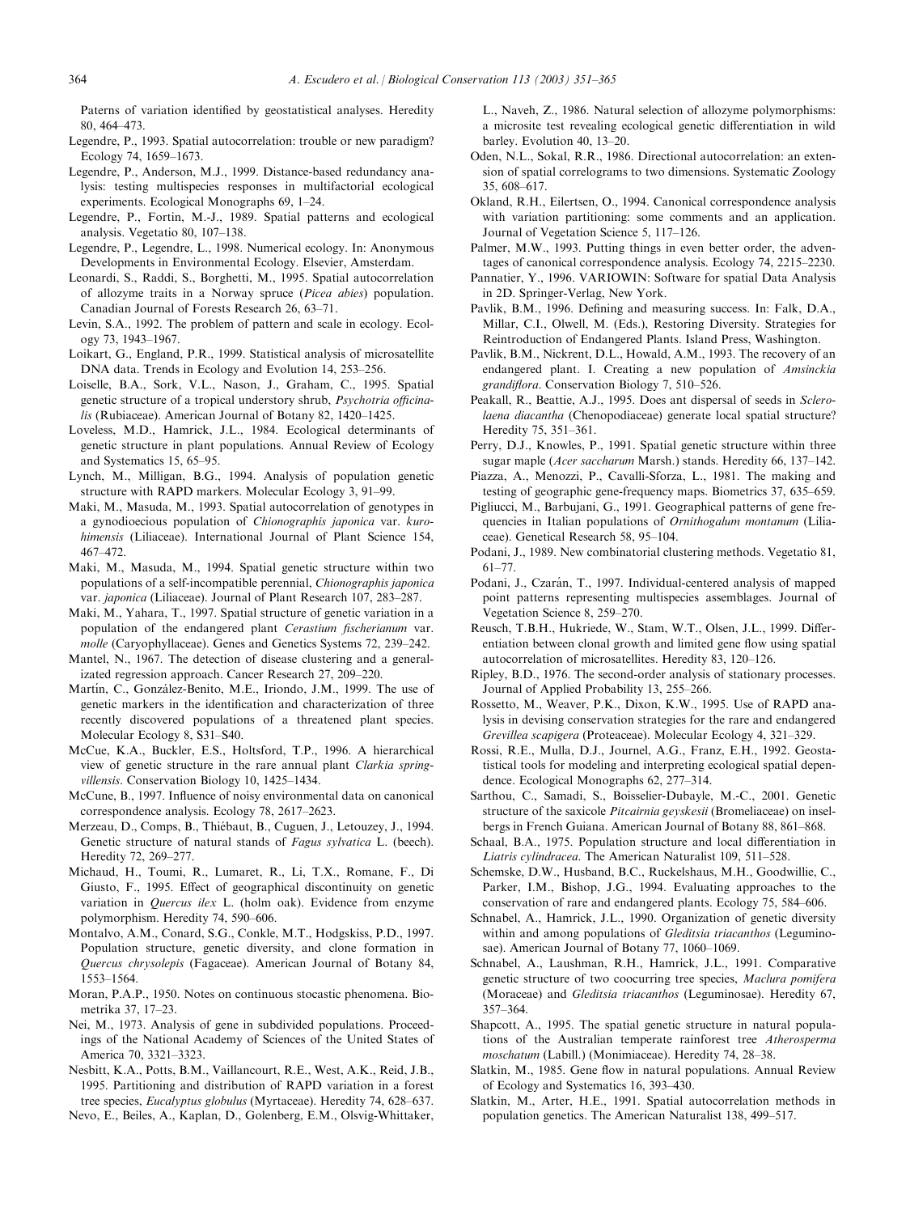Paterns of variation identified by geostatistical analyses. Heredity 80, 464–473.

Legendre, P., 1993. Spatial autocorrelation: trouble or new paradigm? Ecology 74, 1659–1673.

Legendre, P., Anderson, M.J., 1999. Distance-based redundancy analysis: testing multispecies responses in multifactorial ecological experiments. Ecological Monographs 69, 1–24.

Legendre, P., Fortin, M.-J., 1989. Spatial patterns and ecological analysis. Vegetatio 80, 107–138.

Legendre, P., Legendre, L., 1998. Numerical ecology. In: Anonymous Developments in Environmental Ecology. Elsevier, Amsterdam.

Leonardi, S., Raddi, S., Borghetti, M., 1995. Spatial autocorrelation of allozyme traits in a Norway spruce (*Picea abies*) population. Canadian Journal of Forests Research 26, 63–71.

Levin, S.A., 1992. The problem of pattern and scale in ecology. Ecology 73, 1943–1967.

Loikart, G., England, P.R., 1999. Statistical analysis of microsatellite DNA data. Trends in Ecology and Evolution 14, 253–256.

Loiselle, B.A., Sork, V.L., Nason, J., Graham, C., 1995. Spatial genetic structure of a tropical understory shrub, *Psychotria officinalis* (Rubiaceae). American Journal of Botany 82, 1420–1425.

Loveless, M.D., Hamrick, J.L., 1984. Ecological determinants of genetic structure in plant populations. Annual Review of Ecology and Systematics 15, 65–95.

Lynch, M., Milligan, B.G., 1994. Analysis of population genetic structure with RAPD markers. Molecular Ecology 3, 91–99.

Maki, M., Masuda, M., 1993. Spatial autocorrelation of genotypes in a gynodioecious population of *Chionographis japonica* var. *kurohimensis* (Liliaceae). International Journal of Plant Science 154, 467–472.

Maki, M., Masuda, M., 1994. Spatial genetic structure within two populations of a self-incompatible perennial, *Chionographis japonica* var. *japonica* (Liliaceae). Journal of Plant Research 107, 283–287.

Maki, M., Yahara, T., 1997. Spatial structure of genetic variation in a population of the endangered plant *Cerastium fischerianum* var. *molle* (Caryophyllaceae). Genes and Genetics Systems 72, 239–242.

Mantel, N., 1967. The detection of disease clustering and a generalizated regression approach. Cancer Research 27, 209–220.

Martín, C., González-Benito, M.E., Iriondo, J.M., 1999. The use of genetic markers in the identification and characterization of three recently discovered populations of a threatened plant species. Molecular Ecology 8, S31–S40.

McCue, K.A., Buckler, E.S., Holtsford, T.P., 1996. A hierarchical view of genetic structure in the rare annual plant *Clarkia springvillensis*. Conservation Biology 10, 1425–1434.

McCune, B., 1997. Influence of noisy environmental data on canonical correspondence analysis. Ecology 78, 2617–2623.

Merzeau, D., Comps, B., Thiébaut, B., Cuguen, J., Letouzey, J., 1994. Genetic structure of natural stands of *Fagus sylvatica* L. (beech). Heredity 72, 269–277.

Michaud, H., Toumi, R., Lumaret, R., Li, T.X., Romane, F., Di Giusto, F., 1995. Effect of geographical discontinuity on genetic variation in *Quercus ilex* L. (holm oak). Evidence from enzyme polymorphism. Heredity 74, 590–606.

Montalvo, A.M., Conard, S.G., Conkle, M.T., Hodgskiss, P.D., 1997. Population structure, genetic diversity, and clone formation in *Quercus chrysolepis* (Fagaceae). American Journal of Botany 84, 1553–1564.

Moran, P.A.P., 1950. Notes on continuous stocastic phenomena. Biometrika 37, 17–23.

Nei, M., 1973. Analysis of gene in subdivided populations. Proceedings of the National Academy of Sciences of the United States of America 70, 3321–3323.

Nesbitt, K.A., Potts, B.M., Vaillancourt, R.E., West, A.K., Reid, J.B., 1995. Partitioning and distribution of RAPD variation in a forest tree species, *Eucalyptus globulus* (Myrtaceae). Heredity 74, 628–637.

Nevo, E., Beiles, A., Kaplan, D., Golenberg, E.M., Olsvig-Whittaker, L., Naveh, Z., 1986. Natural selection of allozyme polymorphisms: a microsite test revealing ecological genetic differentiation in wild barley. Evolution 40, 13–20.

Oden, N.L., Sokal, R.R., 1986. Directional autocorrelation: an extension of spatial correlograms to two dimensions. Systematic Zoology 35, 608–617.

Okland, R.H., Eilertsen, O., 1994. Canonical correspondence analysis with variation partitioning: some comments and an application. Journal of Vegetation Science 5, 117–126.

Palmer, M.W., 1993. Putting things in even better order, the adventages of canonical correspondence analysis. Ecology 74, 2215–2230.

Pannatier, Y., 1996. VARIOWIN: Software for spatial Data Analysis in 2D. Springer-Verlag, New York.

Pavlik, B.M., 1996. Defining and measuring success. In: Falk, D.A., Millar, C.I., Olwell, M. (Eds.), Restoring Diversity. Strategies for Reintroduction of Endangered Plants. Island Press, Washington.

Pavlik, B.M., Nickrent, D.L., Howald, A.M., 1993. The recovery of an endangered plant. I. Creating a new population of *Amsinckia grandiflora*. Conservation Biology 7, 510–526.

Peakall, R., Beattie, A.J., 1995. Does ant dispersal of seeds in *Sclerolaena diacantha* (Chenopodiaceae) generate local spatial structure? Heredity 75, 351–361.

Perry, D.J., Knowles, P., 1991. Spatial genetic structure within three sugar maple (*Acer saccharum* Marsh.) stands. Heredity 66, 137–142.

Piazza, A., Menozzi, P., Cavalli-Sforza, L., 1981. The making and testing of geographic gene-frequency maps. Biometrics 37, 635–659.

Pigliucci, M., Barbujani, G., 1991. Geographical patterns of gene frequencies in Italian populations of *Ornithogalum montanum* (Liliaceae). Genetical Research 58, 95–104.

Podani, J., 1989. New combinatorial clustering methods. Vegetatio 81, 61–77.

Podani, J., Czarán, T., 1997. Individual-centered analysis of mapped point patterns representing multispecies assemblages. Journal of Vegetation Science 8, 259–270.

Reusch, T.B.H., Hukriede, W., Stam, W.T., Olsen, J.L., 1999. Differentiation between clonal growth and limited gene flow using spatial autocorrelation of microsatellites. Heredity 83, 120–126.

Ripley, B.D., 1976. The second-order analysis of stationary processes. Journal of Applied Probability 13, 255–266.

Rossetto, M., Weaver, P.K., Dixon, K.W., 1995. Use of RAPD analysis in devising conservation strategies for the rare and endangered *Grevillea scapigera* (Proteaceae). Molecular Ecology 4, 321–329.

Rossi, R.E., Mulla, D.J., Journel, A.G., Franz, E.H., 1992. Geostatistical tools for modeling and interpreting ecological spatial dependence. Ecological Monographs 62, 277–314.

Sarthou, C., Samadi, S., Boisselier-Dubayle, M.-C., 2001. Genetic structure of the saxicole *Pitcairnia geyskesii* (Bromeliaceae) on inselbergs in French Guiana. American Journal of Botany 88, 861–868.

Schaal, B.A., 1975. Population structure and local differentiation in *Liatris cylindracea*. The American Naturalist 109, 511–528.

Schemske, D.W., Husband, B.C., Ruckelshaus, M.H., Goodwillie, C., Parker, I.M., Bishop, J.G., 1994. Evaluating approaches to the conservation of rare and endangered plants. Ecology 75, 584–606.

Schnabel, A., Hamrick, J.L., 1990. Organization of genetic diversity within and among populations of *Gleditsia triacanthos* (Leguminosae). American Journal of Botany 77, 1060–1069.

Schnabel, A., Laushman, R.H., Hamrick, J.L., 1991. Comparative genetic structure of two coocurring tree species, *Maclura pomifera* (Moraceae) and *Gleditsia triacanthos* (Leguminosae). Heredity 67, 357–364.

Shapcott, A., 1995. The spatial genetic structure in natural populations of the Australian temperate rainforest tree *Atherosperma moschatum* (Labill.) (Monimiaceae). Heredity 74, 28–38.

Slatkin, M., 1985. Gene flow in natural populations. Annual Review of Ecology and Systematics 16, 393–430.

Slatkin, M., Arter, H.E., 1991. Spatial autocorrelation methods in population genetics. The American Naturalist 138, 499–517.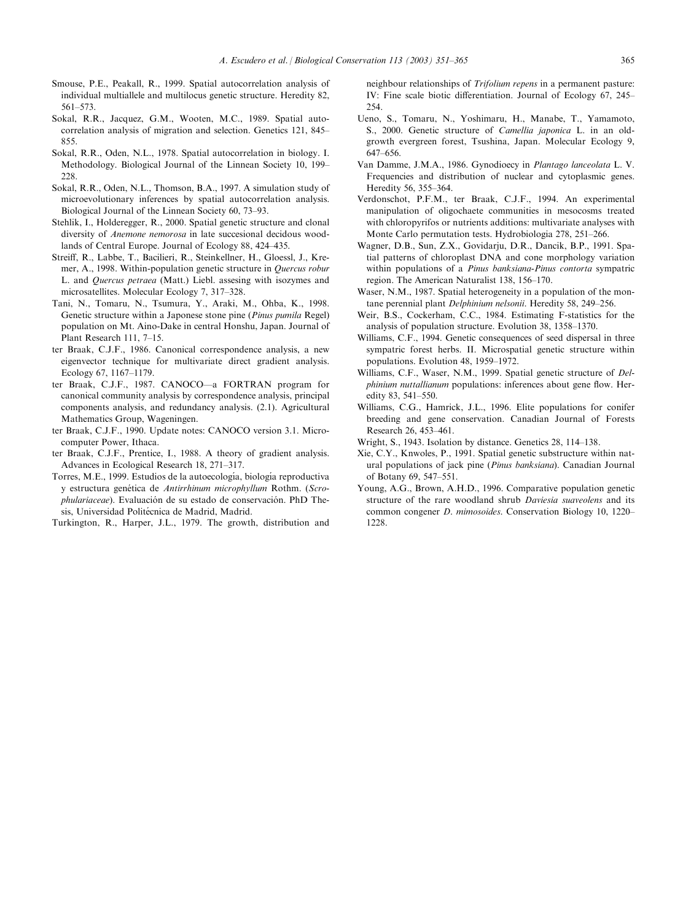Smouse, P.E., Peakall, R., 1999. Spatial autocorrelation analysis of individual multiallele and multilocus genetic structure. Heredity 82, 561–573.

Sokal, R.R., Jacquez, G.M., Wooten, M.C., 1989. Spatial autocorrelation analysis of migration and selection. Genetics 121, 845–855.

Sokal, R.R., Oden, N.L., 1978. Spatial autocorrelation in biology. I. Methodology. Biological Journal of the Linnean Society 10, 199–228.

Sokal, R.R., Oden, N.L., Thomson, B.A., 1997. A simulation study of microevolutionary inferences by spatial autocorrelation analysis. Biological Journal of the Linnean Society 60, 73–93.

Stehlik, I., Holderegger, R., 2000. Spatial genetic structure and clonal diversity of *Anemone nemorosa* in late succesional decidous woodlands of Central Europe. Journal of Ecology 88, 424–435.

Streiff, R., Labbe, T., Bacilieri, R., Steinkellner, H., Gloessl, J., Kremer, A., 1998. Within-population genetic structure in *Quercus robur* L. and *Quercus petraea* (Matt.) Liebl. assesing with isozymes and microsatellites. Molecular Ecology 7, 317–328.

Tani, N., Tomaru, N., Tsumura, Y., Araki, M., Ohba, K., 1998. Genetic structure within a Japonese stone pine (*Pinus pumila* Regel) population on Mt. Aino-Dake in central Honshu, Japan. Journal of Plant Research 111, 7–15.

ter Braak, C.J.F., 1986. Canonical correspondence analysis, a new eigenvector technique for multivariate direct gradient analysis. Ecology 67, 1167–1179.

ter Braak, C.J.F., 1987. CANOCO—a FORTRAN program for canonical community analysis by correspondence analysis, principal components analysis, and redundancy analysis. (2.1). Agricultural Mathematics Group, Wageningen.

ter Braak, C.J.F., 1990. Update notes: CANOCO version 3.1. Microcomputer Power, Ithaca.

ter Braak, C.J.F., Prentice, I., 1988. A theory of gradient analysis. Advances in Ecological Research 18, 271–317.

Torres, M.E., 1999. Estudios de la autoecología, biología reproductiva y estructura genética de *Antirrhinum microphyllum* Rothm. (*Scrophulariaceae*). Evaluación de su estado de conservación. PhD Thesis, Universidad Politécnica de Madrid, Madrid.

Turkington, R., Harper, J.L., 1979. The growth, distribution and neighbour relationships of *Trifolium repens* in a permanent pasture: IV: Fine scale biotic differentiation. Journal of Ecology 67, 245–254.

Ueno, S., Tomaru, N., Yoshimaru, H., Manabe, T., Yamamoto, S., 2000. Genetic structure of *Camellia japonica* L. in an old-growth evergreen forest, Tsushina, Japan. Molecular Ecology 9, 647–656.

Van Damme, J.M.A., 1986. Gynodioecy in *Plantago lanceolata* L. V. Frequencies and distribution of nuclear and cytoplasmic genes. Heredity 56, 355–364.

Verdonschot, P.F.M., ter Braak, C.J.F., 1994. An experimental manipulation of oligochaete communities in mesocosms treated with chloropyrifos or nutrients additions: multivariate analyses with Monte Carlo permutation tests. Hydrobiologia 278, 251–266.

Wagner, D.B., Sun, Z.X., Govidarju, D.R., Dancik, B.P., 1991. Spatial patterns of chloroplast DNA and cone morphology variation within populations of a *Pinus banksiana-Pinus contorta* sympatric region. The American Naturalist 138, 156–170.

Waser, N.M., 1987. Spatial heterogeneity in a population of the montane perennial plant *Delphinium nelsonii*. Heredity 58, 249–256.

Weir, B.S., Cockerham, C.C., 1984. Estimating F-statistics for the analysis of population structure. Evolution 38, 1358–1370.

Williams, C.F., 1994. Genetic consequences of seed dispersal in three sympatric forest herbs. II. Microspatial genetic structure within populations. Evolution 48, 1959–1972.

Williams, C.F., Waser, N.M., 1999. Spatial genetic structure of *Delphinium nuttallianum* populations: inferences about gene flow. Heredity 83, 541–550.

Williams, C.G., Hamrick, J.L., 1996. Elite populations for conifer breeding and gene conservation. Canadian Journal of Forests Research 26, 453–461.

Wright, S., 1943. Isolation by distance. Genetics 28, 114–138.

Xie, C.Y., Knwoles, P., 1991. Spatial genetic substructure within natural populations of jack pine (*Pinus banksiana*). Canadian Journal of Botany 69, 547–551.

Young, A.G., Brown, A.H.D., 1996. Comparative population genetic structure of the rare woodland shrub *Daviesia suaveolens* and its common congener *D. mimosoides*. Conservation Biology 10, 1220–1228.